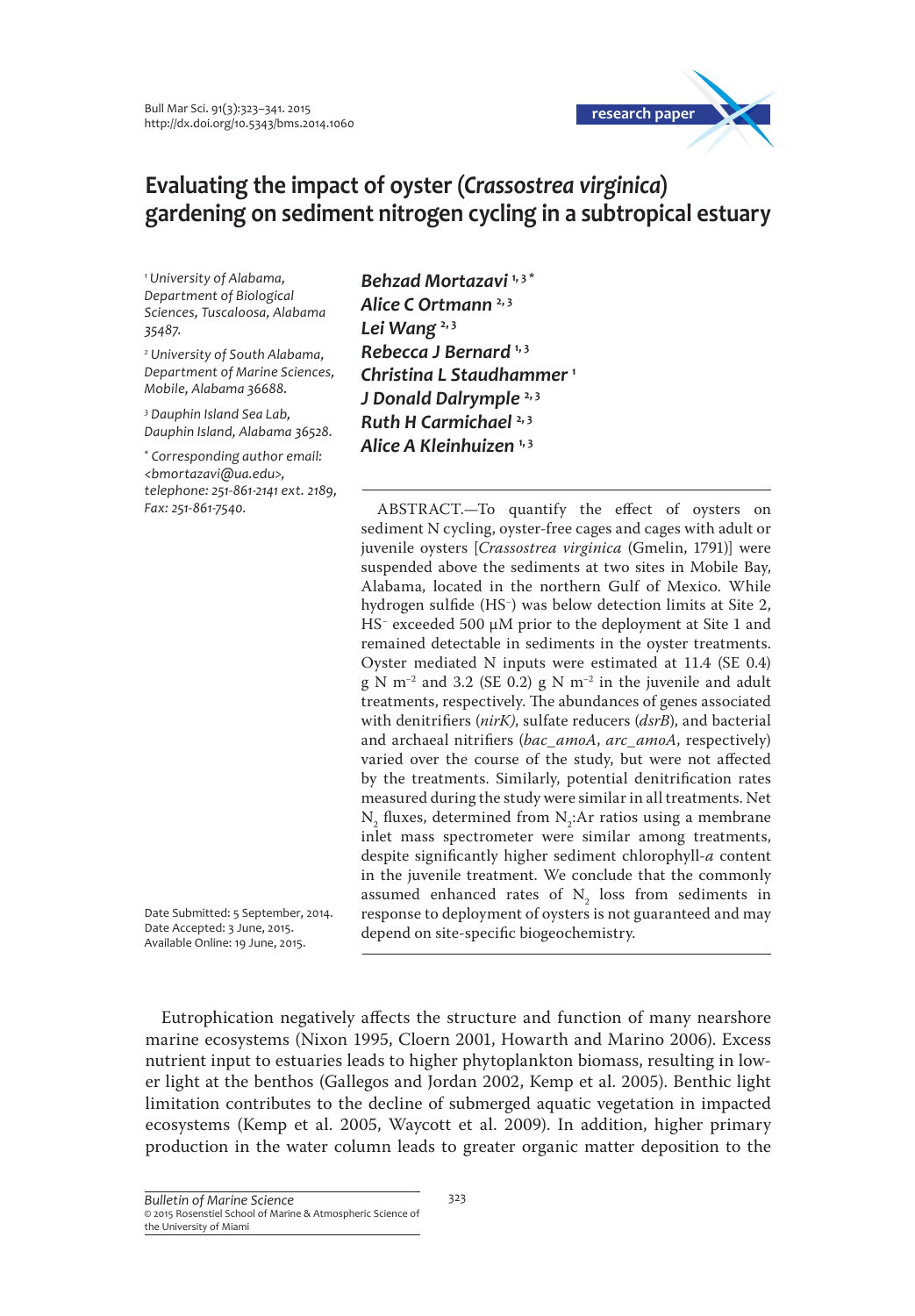research paper

# Evaluating the impact of oyster (*Crassostrea virginica*) gardening on sediment nitrogen cycling in a subtropical estuary

**Behzad Mortazavi** [1,3*]
**Alice C Ortmann** [2,3]
**Lei Wang** [2,3]
**Rebecca J Bernard** [1,3]
**Christina L Staudhammer** [1]
**J Donald Dalrymple** [2,3]
**Ruth H Carmichael** [2,3]
**Alice A Kleinhuizen** [1,3]

[1] *University of Alabama, Department of Biological Sciences, Tuscaloosa, Alabama 35487.*

[2] *University of South Alabama, Department of Marine Sciences, Mobile, Alabama 36688.*

[3] *Dauphin Island Sea Lab, Dauphin Island, Alabama 36528.*

[*] *Corresponding author email: <bmortazavi@ua.edu>, telephone: 251-861-2141 ext. 2189, Fax: 251-861-7540.*

Date Submitted: 5 September, 2014.
Date Accepted: 3 June, 2015.
Available Online: 19 June, 2015.

ABSTRACT.—To quantify the effect of oysters on sediment N cycling, oyster-free cages and cages with adult or juvenile oysters [*Crassostrea virginica* (Gmelin, 1791)] were suspended above the sediments at two sites in Mobile Bay, Alabama, located in the northern Gulf of Mexico. While hydrogen sulfide ($HS^-$) was below detection limits at Site 2, $HS^-$ exceeded 500 µM prior to the deployment at Site 1 and remained detectable in sediments in the oyster treatments. Oyster mediated N inputs were estimated at 11.4 (SE 0.4) g N $m^{-2}$ and 3.2 (SE 0.2) g N $m^{-2}$ in the juvenile and adult treatments, respectively. The abundances of genes associated with denitrifiers (*nirK*), sulfate reducers (*dsrB*), and bacterial and archaeal nitrifiers (*bac_amoA*, *arc_amoA*, respectively) varied over the course of the study, but were not affected by the treatments. Similarly, potential denitrification rates measured during the study were similar in all treatments. Net $N_2$ fluxes, determined from $N_2$:Ar ratios using a membrane inlet mass spectrometer were similar among treatments, despite significantly higher sediment chlorophyll-*a* content in the juvenile treatment. We conclude that the commonly assumed enhanced rates of $N_2$ loss from sediments in response to deployment of oysters is not guaranteed and may depend on site-specific biogeochemistry.

Eutrophication negatively affects the structure and function of many nearshore marine ecosystems (Nixon 1995, Cloern 2001, Howarth and Marino 2006). Excess nutrient input to estuaries leads to higher phytoplankton biomass, resulting in lower light at the benthos (Gallegos and Jordan 2002, Kemp et al. 2005). Benthic light limitation contributes to the decline of submerged aquatic vegetation in impacted ecosystems (Kemp et al. 2005, Waycott et al. 2009). In addition, higher primary production in the water column leads to greater organic matter deposition to the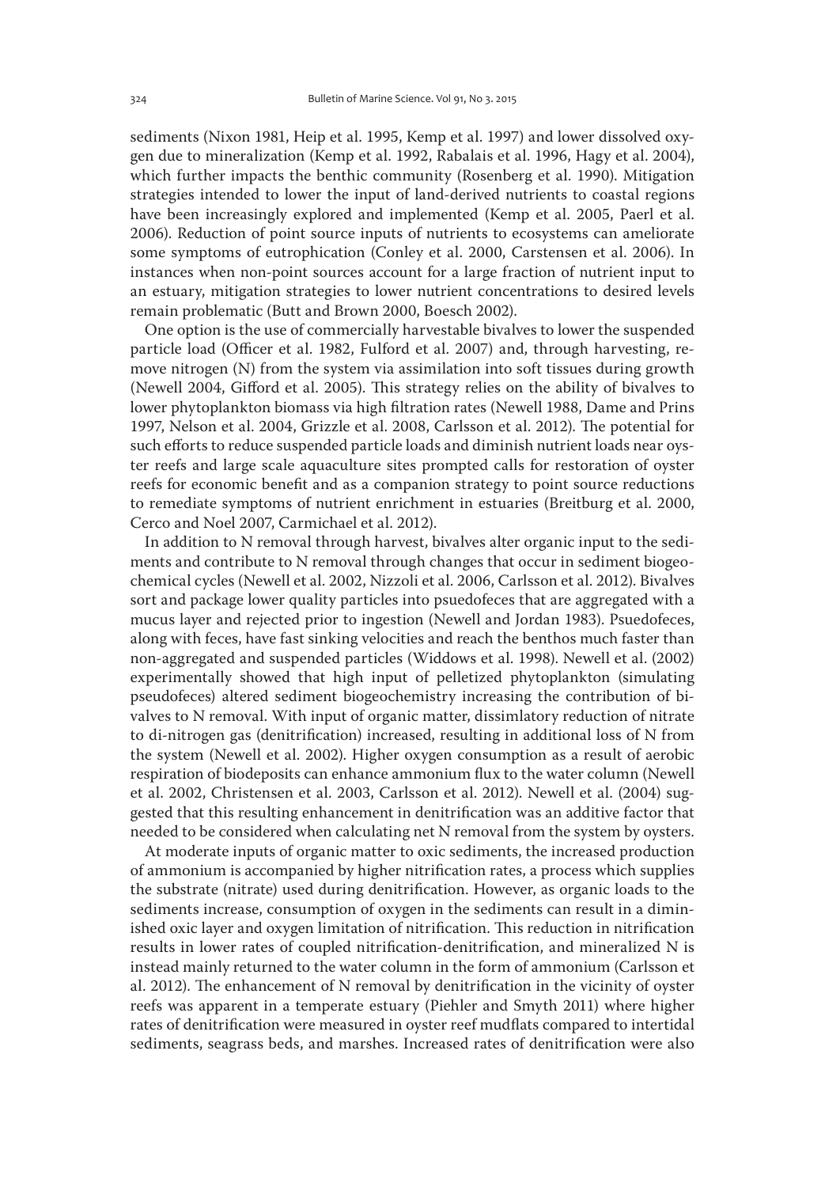sediments (Nixon 1981, Heip et al. 1995, Kemp et al. 1997) and lower dissolved oxygen due to mineralization (Kemp et al. 1992, Rabalais et al. 1996, Hagy et al. 2004), which further impacts the benthic community (Rosenberg et al. 1990). Mitigation strategies intended to lower the input of land-derived nutrients to coastal regions have been increasingly explored and implemented (Kemp et al. 2005, Paerl et al. 2006). Reduction of point source inputs of nutrients to ecosystems can ameliorate some symptoms of eutrophication (Conley et al. 2000, Carstensen et al. 2006). In instances when non-point sources account for a large fraction of nutrient input to an estuary, mitigation strategies to lower nutrient concentrations to desired levels remain problematic (Butt and Brown 2000, Boesch 2002).

One option is the use of commercially harvestable bivalves to lower the suspended particle load (Officer et al. 1982, Fulford et al. 2007) and, through harvesting, remove nitrogen (N) from the system via assimilation into soft tissues during growth (Newell 2004, Gifford et al. 2005). This strategy relies on the ability of bivalves to lower phytoplankton biomass via high filtration rates (Newell 1988, Dame and Prins 1997, Nelson et al. 2004, Grizzle et al. 2008, Carlsson et al. 2012). The potential for such efforts to reduce suspended particle loads and diminish nutrient loads near oyster reefs and large scale aquaculture sites prompted calls for restoration of oyster reefs for economic benefit and as a companion strategy to point source reductions to remediate symptoms of nutrient enrichment in estuaries (Breitburg et al. 2000, Cerco and Noel 2007, Carmichael et al. 2012).

In addition to N removal through harvest, bivalves alter organic input to the sediments and contribute to N removal through changes that occur in sediment biogeochemical cycles (Newell et al. 2002, Nizzoli et al. 2006, Carlsson et al. 2012). Bivalves sort and package lower quality particles into psuedofeces that are aggregated with a mucus layer and rejected prior to ingestion (Newell and Jordan 1983). Psuedofeces, along with feces, have fast sinking velocities and reach the benthos much faster than non-aggregated and suspended particles (Widdows et al. 1998). Newell et al. (2002) experimentally showed that high input of pelletized phytoplankton (simulating pseudofeces) altered sediment biogeochemistry increasing the contribution of bivalves to N removal. With input of organic matter, dissimlatory reduction of nitrate to di-nitrogen gas (denitrification) increased, resulting in additional loss of N from the system (Newell et al. 2002). Higher oxygen consumption as a result of aerobic respiration of biodeposits can enhance ammonium flux to the water column (Newell et al. 2002, Christensen et al. 2003, Carlsson et al. 2012). Newell et al. (2004) suggested that this resulting enhancement in denitrification was an additive factor that needed to be considered when calculating net N removal from the system by oysters.

At moderate inputs of organic matter to oxic sediments, the increased production of ammonium is accompanied by higher nitrification rates, a process which supplies the substrate (nitrate) used during denitrification. However, as organic loads to the sediments increase, consumption of oxygen in the sediments can result in a diminished oxic layer and oxygen limitation of nitrification. This reduction in nitrification results in lower rates of coupled nitrification-denitrification, and mineralized N is instead mainly returned to the water column in the form of ammonium (Carlsson et al. 2012). The enhancement of N removal by denitrification in the vicinity of oyster reefs was apparent in a temperate estuary (Piehler and Smyth 2011) where higher rates of denitrification were measured in oyster reef mudflats compared to intertidal sediments, seagrass beds, and marshes. Increased rates of denitrification were also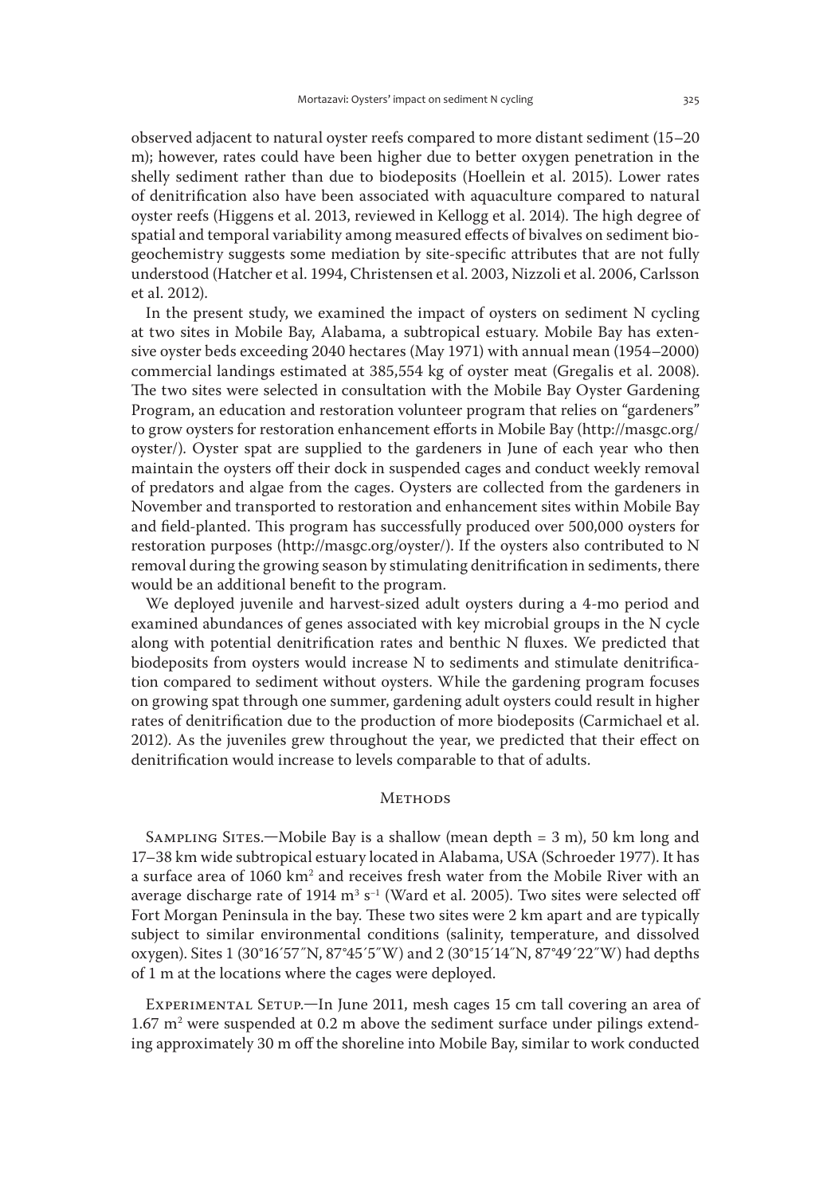observed adjacent to natural oyster reefs compared to more distant sediment (15–20 m); however, rates could have been higher due to better oxygen penetration in the shelly sediment rather than due to biodeposits (Hoellein et al. 2015). Lower rates of denitrification also have been associated with aquaculture compared to natural oyster reefs (Higgens et al. 2013, reviewed in Kellogg et al. 2014). The high degree of spatial and temporal variability among measured effects of bivalves on sediment biogeochemistry suggests some mediation by site-specific attributes that are not fully understood (Hatcher et al. 1994, Christensen et al. 2003, Nizzoli et al. 2006, Carlsson et al. 2012).

In the present study, we examined the impact of oysters on sediment N cycling at two sites in Mobile Bay, Alabama, a subtropical estuary. Mobile Bay has extensive oyster beds exceeding 2040 hectares (May 1971) with annual mean (1954–2000) commercial landings estimated at 385,554 kg of oyster meat (Gregalis et al. 2008). The two sites were selected in consultation with the Mobile Bay Oyster Gardening Program, an education and restoration volunteer program that relies on "gardeners" to grow oysters for restoration enhancement efforts in Mobile Bay (http://masgc.org/oyster/). Oyster spat are supplied to the gardeners in June of each year who then maintain the oysters off their dock in suspended cages and conduct weekly removal of predators and algae from the cages. Oysters are collected from the gardeners in November and transported to restoration and enhancement sites within Mobile Bay and field-planted. This program has successfully produced over 500,000 oysters for restoration purposes (http://masgc.org/oyster/). If the oysters also contributed to N removal during the growing season by stimulating denitrification in sediments, there would be an additional benefit to the program.

We deployed juvenile and harvest-sized adult oysters during a 4-mo period and examined abundances of genes associated with key microbial groups in the N cycle along with potential denitrification rates and benthic N fluxes. We predicted that biodeposits from oysters would increase N to sediments and stimulate denitrification compared to sediment without oysters. While the gardening program focuses on growing spat through one summer, gardening adult oysters could result in higher rates of denitrification due to the production of more biodeposits (Carmichael et al. 2012). As the juveniles grew throughout the year, we predicted that their effect on denitrification would increase to levels comparable to that of adults.

## Methods

Sampling Sites.—Mobile Bay is a shallow (mean depth = 3 m), 50 km long and 17–38 km wide subtropical estuary located in Alabama, USA (Schroeder 1977). It has a surface area of 1060 km$^2$ and receives fresh water from the Mobile River with an average discharge rate of 1914 m$^3$ s$^{-1}$ (Ward et al. 2005). Two sites were selected off Fort Morgan Peninsula in the bay. These two sites were 2 km apart and are typically subject to similar environmental conditions (salinity, temperature, and dissolved oxygen). Sites 1 (30°16′57″N, 87°45′5″W) and 2 (30°15′14″N, 87°49′22″W) had depths of 1 m at the locations where the cages were deployed.

Experimental Setup.—In June 2011, mesh cages 15 cm tall covering an area of 1.67 m$^2$ were suspended at 0.2 m above the sediment surface under pilings extending approximately 30 m off the shoreline into Mobile Bay, similar to work conducted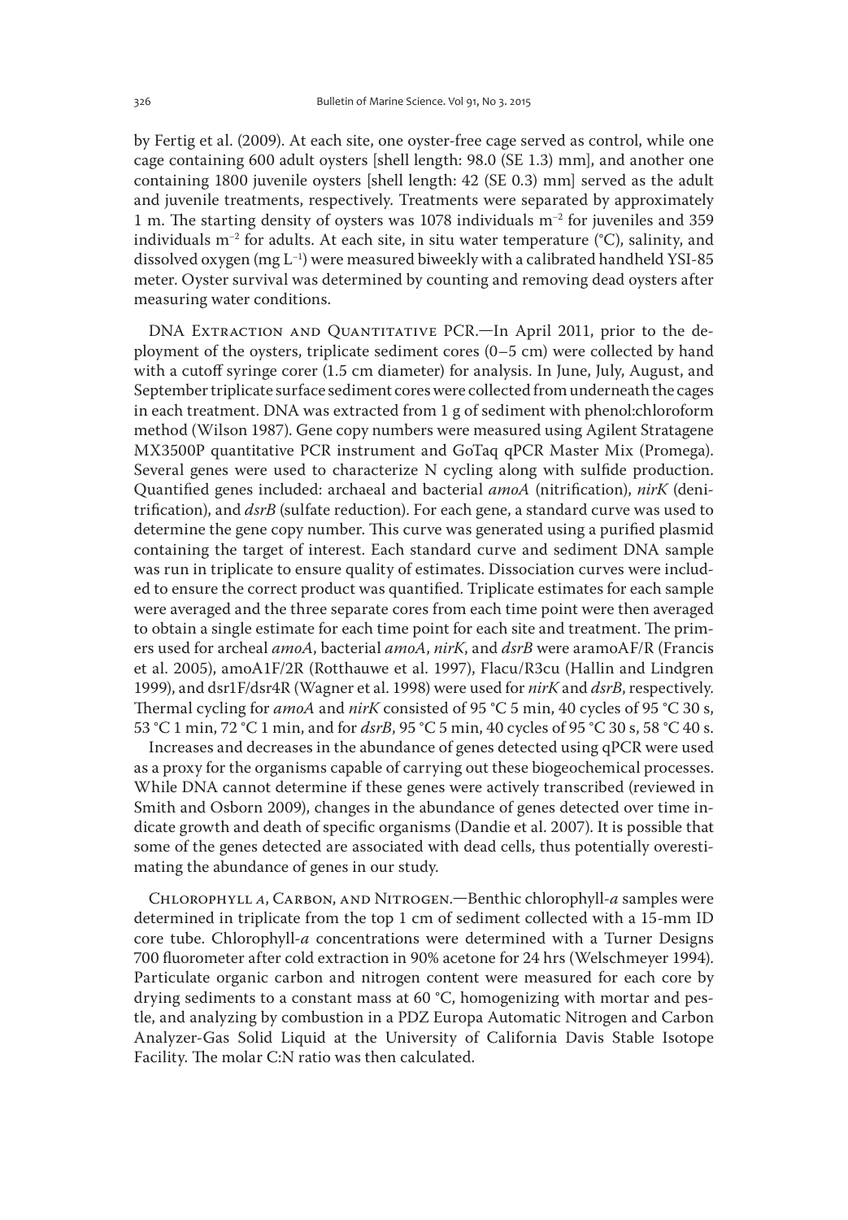by Fertig et al. (2009). At each site, one oyster-free cage served as control, while one cage containing 600 adult oysters [shell length: 98.0 (SE 1.3) mm], and another one containing 1800 juvenile oysters [shell length: 42 (SE 0.3) mm] served as the adult and juvenile treatments, respectively. Treatments were separated by approximately 1 m. The starting density of oysters was 1078 individuals $m^{-2}$ for juveniles and 359 individuals $m^{-2}$ for adults. At each site, in situ water temperature (°C), salinity, and dissolved oxygen (mg $L^{-1}$) were measured biweekly with a calibrated handheld YSI-85 meter. Oyster survival was determined by counting and removing dead oysters after measuring water conditions.

DNA Extraction and Quantitative PCR.—In April 2011, prior to the deployment of the oysters, triplicate sediment cores (0–5 cm) were collected by hand with a cutoff syringe corer (1.5 cm diameter) for analysis. In June, July, August, and September triplicate surface sediment cores were collected from underneath the cages in each treatment. DNA was extracted from 1 g of sediment with phenol:chloroform method (Wilson 1987). Gene copy numbers were measured using Agilent Stratagene MX3500P quantitative PCR instrument and GoTaq qPCR Master Mix (Promega). Several genes were used to characterize N cycling along with sulfide production. Quantified genes included: archaeal and bacterial *amoA* (nitrification), *nirK* (denitrification), and *dsrB* (sulfate reduction). For each gene, a standard curve was used to determine the gene copy number. This curve was generated using a purified plasmid containing the target of interest. Each standard curve and sediment DNA sample was run in triplicate to ensure quality of estimates. Dissociation curves were included to ensure the correct product was quantified. Triplicate estimates for each sample were averaged and the three separate cores from each time point were then averaged to obtain a single estimate for each time point for each site and treatment. The primers used for archeal *amoA*, bacterial *amoA*, *nirK*, and *dsrB* were aramoAF/R (Francis et al. 2005), amoA1F/2R (Rotthauwe et al. 1997), Flacu/R3cu (Hallin and Lindgren 1999), and dsr1F/dsr4R (Wagner et al. 1998) were used for *nirK* and *dsrB*, respectively. Thermal cycling for *amoA* and *nirK* consisted of 95 °C 5 min, 40 cycles of 95 °C 30 s, 53 °C 1 min, 72 °C 1 min, and for *dsrB*, 95 °C 5 min, 40 cycles of 95 °C 30 s, 58 °C 40 s.

Increases and decreases in the abundance of genes detected using qPCR were used as a proxy for the organisms capable of carrying out these biogeochemical processes. While DNA cannot determine if these genes were actively transcribed (reviewed in Smith and Osborn 2009), changes in the abundance of genes detected over time indicate growth and death of specific organisms (Dandie et al. 2007). It is possible that some of the genes detected are associated with dead cells, thus potentially overestimating the abundance of genes in our study.

Chlorophyll *a*, Carbon, and Nitrogen.—Benthic chlorophyll-*a* samples were determined in triplicate from the top 1 cm of sediment collected with a 15-mm ID core tube. Chlorophyll-*a* concentrations were determined with a Turner Designs 700 fluorometer after cold extraction in 90% acetone for 24 hrs (Welschmeyer 1994). Particulate organic carbon and nitrogen content were measured for each core by drying sediments to a constant mass at 60 °C, homogenizing with mortar and pestle, and analyzing by combustion in a PDZ Europa Automatic Nitrogen and Carbon Analyzer-Gas Solid Liquid at the University of California Davis Stable Isotope Facility. The molar C:N ratio was then calculated.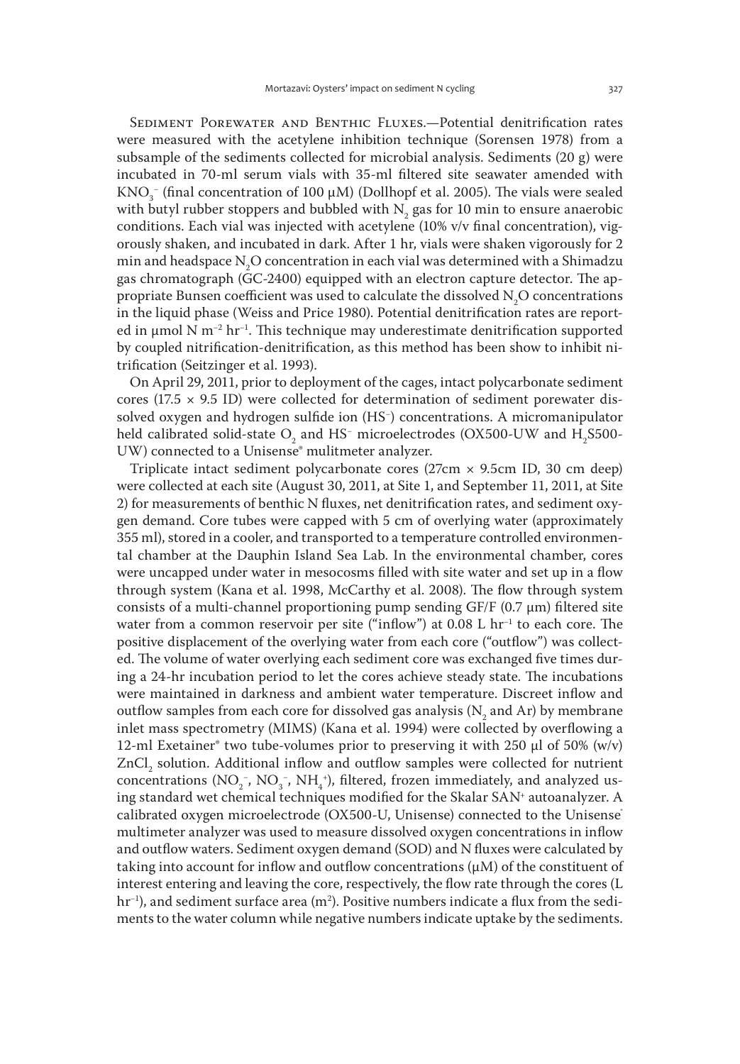Sediment Porewater and Benthic Fluxes.—Potential denitrification rates were measured with the acetylene inhibition technique (Sorensen 1978) from a subsample of the sediments collected for microbial analysis. Sediments (20 g) were incubated in 70-ml serum vials with 35-ml filtered site seawater amended with $KNO_3^-$ (final concentration of 100 μM) (Dollhopf et al. 2005). The vials were sealed with butyl rubber stoppers and bubbled with $N_2$ gas for 10 min to ensure anaerobic conditions. Each vial was injected with acetylene (10% v/v final concentration), vigorously shaken, and incubated in dark. After 1 hr, vials were shaken vigorously for 2 min and headspace $N_2O$ concentration in each vial was determined with a Shimadzu gas chromatograph (GC-2400) equipped with an electron capture detector. The appropriate Bunsen coefficient was used to calculate the dissolved $N_2O$ concentrations in the liquid phase (Weiss and Price 1980). Potential denitrification rates are reported in μmol N $m^{-2}$ $hr^{-1}$. This technique may underestimate denitrification supported by coupled nitrification-denitrification, as this method has been show to inhibit nitrification (Seitzinger et al. 1993).

On April 29, 2011, prior to deployment of the cages, intact polycarbonate sediment cores (17.5 × 9.5 ID) were collected for determination of sediment porewater dissolved oxygen and hydrogen sulfide ion ($HS^-$) concentrations. A micromanipulator held calibrated solid-state $O_2$ and $HS^-$ microelectrodes (OX500-UW and $H_2$S500-UW) connected to a Unisense® mulitmeter analyzer.

Triplicate intact sediment polycarbonate cores (27cm × 9.5cm ID, 30 cm deep) were collected at each site (August 30, 2011, at Site 1, and September 11, 2011, at Site 2) for measurements of benthic N fluxes, net denitrification rates, and sediment oxygen demand. Core tubes were capped with 5 cm of overlying water (approximately 355 ml), stored in a cooler, and transported to a temperature controlled environmental chamber at the Dauphin Island Sea Lab. In the environmental chamber, cores were uncapped under water in mesocosms filled with site water and set up in a flow through system (Kana et al. 1998, McCarthy et al. 2008). The flow through system consists of a multi-channel proportioning pump sending GF/F (0.7 μm) filtered site water from a common reservoir per site ("inflow") at 0.08 L $hr^{-1}$ to each core. The positive displacement of the overlying water from each core ("outflow") was collected. The volume of water overlying each sediment core was exchanged five times during a 24-hr incubation period to let the cores achieve steady state. The incubations were maintained in darkness and ambient water temperature. Discreet inflow and outflow samples from each core for dissolved gas analysis ($N_2$ and Ar) by membrane inlet mass spectrometry (MIMS) (Kana et al. 1994) were collected by overflowing a 12-ml Exetainer® two tube-volumes prior to preserving it with 250 μl of 50% (w/v) $ZnCl_2$ solution. Additional inflow and outflow samples were collected for nutrient concentrations ($NO_2^-$, $NO_3^-$, $NH_4^+$), filtered, frozen immediately, and analyzed using standard wet chemical techniques modified for the Skalar SAN+ autoanalyzer. A calibrated oxygen microelectrode (OX500-U, Unisense) connected to the Unisense® multimeter analyzer was used to measure dissolved oxygen concentrations in inflow and outflow waters. Sediment oxygen demand (SOD) and N fluxes were calculated by taking into account for inflow and outflow concentrations (μM) of the constituent of interest entering and leaving the core, respectively, the flow rate through the cores (L $hr^{-1}$), and sediment surface area ($m^2$). Positive numbers indicate a flux from the sediments to the water column while negative numbers indicate uptake by the sediments.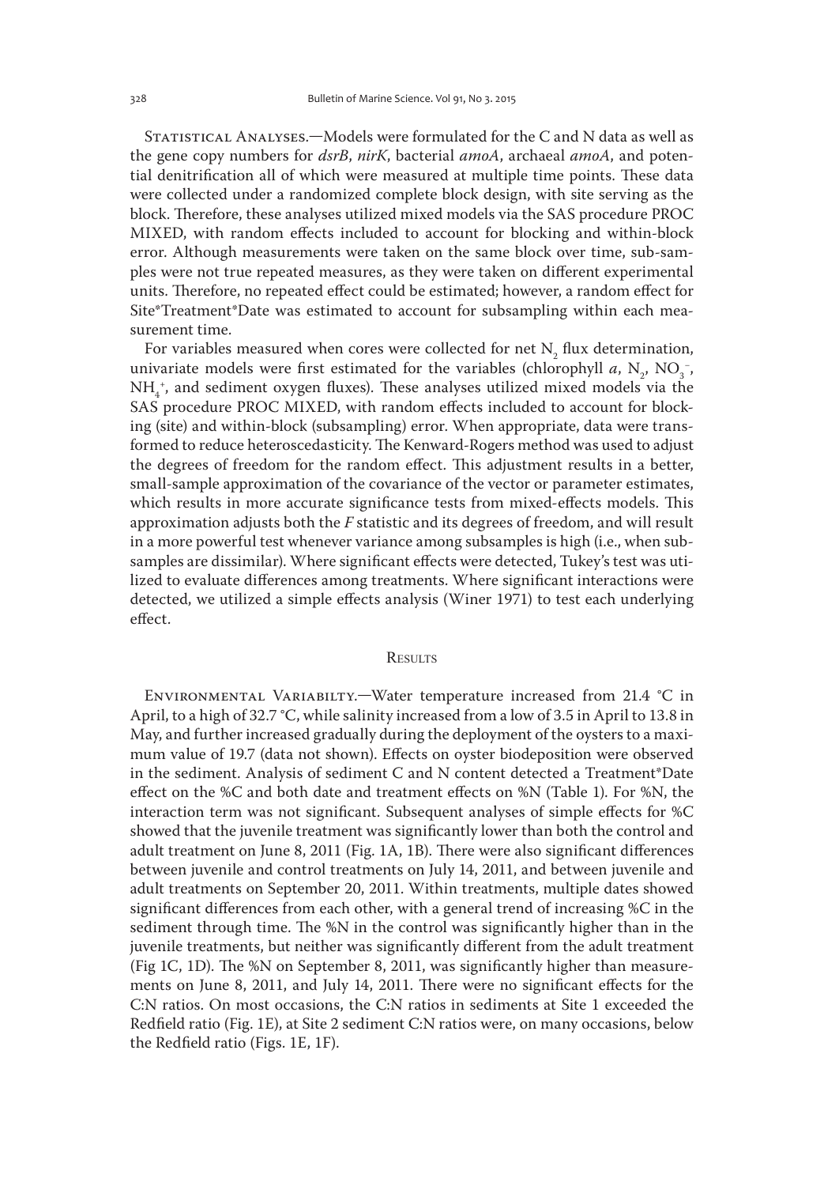Statistical Analyses.—Models were formulated for the C and N data as well as the gene copy numbers for *dsrB*, *nirK*, bacterial *amoA*, archaeal *amoA*, and potential denitrification all of which were measured at multiple time points. These data were collected under a randomized complete block design, with site serving as the block. Therefore, these analyses utilized mixed models via the SAS procedure PROC MIXED, with random effects included to account for blocking and within-block error. Although measurements were taken on the same block over time, sub-samples were not true repeated measures, as they were taken on different experimental units. Therefore, no repeated effect could be estimated; however, a random effect for Site*Treatment*Date was estimated to account for subsampling within each measurement time.

For variables measured when cores were collected for net $N_2$ flux determination, univariate models were first estimated for the variables (chlorophyll *a*, $N_2$, $NO_3^-$, $NH_4^+$, and sediment oxygen fluxes). These analyses utilized mixed models via the SAS procedure PROC MIXED, with random effects included to account for blocking (site) and within-block (subsampling) error. When appropriate, data were transformed to reduce heteroscedasticity. The Kenward-Rogers method was used to adjust the degrees of freedom for the random effect. This adjustment results in a better, small-sample approximation of the covariance of the vector or parameter estimates, which results in more accurate significance tests from mixed-effects models. This approximation adjusts both the *F* statistic and its degrees of freedom, and will result in a more powerful test whenever variance among subsamples is high (i.e., when subsamples are dissimilar). Where significant effects were detected, Tukey's test was utilized to evaluate differences among treatments. Where significant interactions were detected, we utilized a simple effects analysis (Winer 1971) to test each underlying effect.

## Results

Environmental Variabilty.—Water temperature increased from 21.4 °C in April, to a high of 32.7 °C, while salinity increased from a low of 3.5 in April to 13.8 in May, and further increased gradually during the deployment of the oysters to a maximum value of 19.7 (data not shown). Effects on oyster biodeposition were observed in the sediment. Analysis of sediment C and N content detected a Treatment*Date effect on the %C and both date and treatment effects on %N (Table 1). For %N, the interaction term was not significant. Subsequent analyses of simple effects for %C showed that the juvenile treatment was significantly lower than both the control and adult treatment on June 8, 2011 (Fig. 1A, 1B). There were also significant differences between juvenile and control treatments on July 14, 2011, and between juvenile and adult treatments on September 20, 2011. Within treatments, multiple dates showed significant differences from each other, with a general trend of increasing %C in the sediment through time. The %N in the control was significantly higher than in the juvenile treatments, but neither was significantly different from the adult treatment (Fig 1C, 1D). The %N on September 8, 2011, was significantly higher than measurements on June 8, 2011, and July 14, 2011. There were no significant effects for the C:N ratios. On most occasions, the C:N ratios in sediments at Site 1 exceeded the Redfield ratio (Fig. 1E), at Site 2 sediment C:N ratios were, on many occasions, below the Redfield ratio (Figs. 1E, 1F).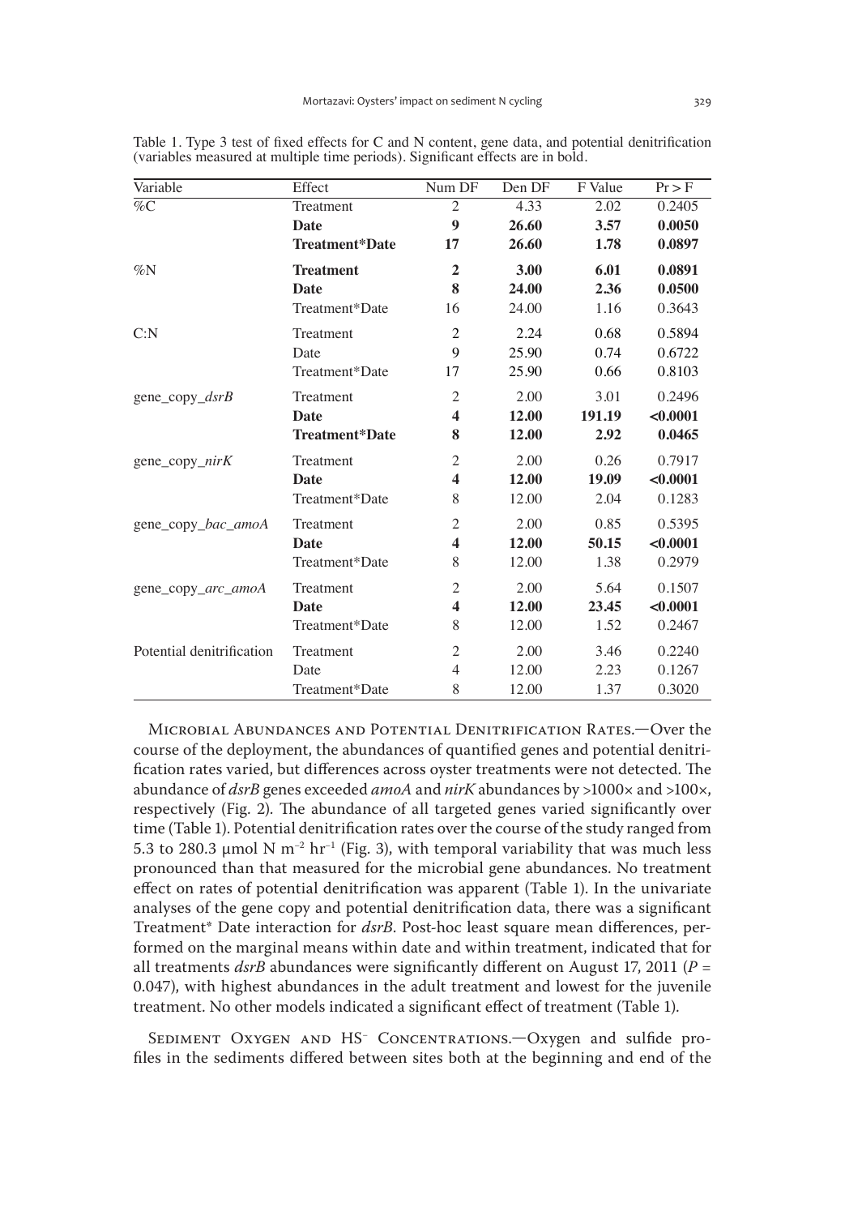Table 1. Type 3 test of fixed effects for C and N content, gene data, and potential denitrification (variables measured at multiple time periods). Significant effects are in bold.

| Variable | Effect | Num DF | Den DF | F Value | Pr > F |
|---|---|---|---|---|---|
| %C | Treatment | 2 | 4.33 | 2.02 | 0.2405 |
| | **Date** | **9** | **26.60** | **3.57** | **0.0050** |
| | **Treatment*Date** | **17** | **26.60** | **1.78** | **0.0897** |
| %N | **Treatment** | **2** | **3.00** | **6.01** | **0.0891** |
| | **Date** | **8** | **24.00** | **2.36** | **0.0500** |
| | Treatment*Date | 16 | 24.00 | 1.16 | 0.3643 |
| C:N | Treatment | 2 | 2.24 | 0.68 | 0.5894 |
| | Date | 9 | 25.90 | 0.74 | 0.6722 |
| | Treatment*Date | 17 | 25.90 | 0.66 | 0.8103 |
| gene_copy_*dsrB* | Treatment | 2 | 2.00 | 3.01 | 0.2496 |
| | **Date** | **4** | **12.00** | **191.19** | **<0.0001** |
| | **Treatment*Date** | **8** | **12.00** | **2.92** | **0.0465** |
| gene_copy_*nirK* | Treatment | 2 | 2.00 | 0.26 | 0.7917 |
| | **Date** | **4** | **12.00** | **19.09** | **<0.0001** |
| | Treatment*Date | 8 | 12.00 | 2.04 | 0.1283 |
| gene_copy_*bac_amoA* | Treatment | 2 | 2.00 | 0.85 | 0.5395 |
| | **Date** | **4** | **12.00** | **50.15** | **<0.0001** |
| | Treatment*Date | 8 | 12.00 | 1.38 | 0.2979 |
| gene_copy_*arc_amoA* | Treatment | 2 | 2.00 | 5.64 | 0.1507 |
| | **Date** | **4** | **12.00** | **23.45** | **<0.0001** |
| | Treatment*Date | 8 | 12.00 | 1.52 | 0.2467 |
| Potential denitrification | Treatment | 2 | 2.00 | 3.46 | 0.2240 |
| | Date | 4 | 12.00 | 2.23 | 0.1267 |
| | Treatment*Date | 8 | 12.00 | 1.37 | 0.3020 |

Microbial Abundances and Potential Denitrification Rates.—Over the course of the deployment, the abundances of quantified genes and potential denitrification rates varied, but differences across oyster treatments were not detected. The abundance of *dsrB* genes exceeded *amoA* and *nirK* abundances by >1000× and >100×, respectively (Fig. 2). The abundance of all targeted genes varied significantly over time (Table 1). Potential denitrification rates over the course of the study ranged from 5.3 to 280.3 μmol N $m^{-2}$ $hr^{-1}$ (Fig. 3), with temporal variability that was much less pronounced than that measured for the microbial gene abundances. No treatment effect on rates of potential denitrification was apparent (Table 1). In the univariate analyses of the gene copy and potential denitrification data, there was a significant Treatment* Date interaction for *dsrB*. Post-hoc least square mean differences, performed on the marginal means within date and within treatment, indicated that for all treatments *dsrB* abundances were significantly different on August 17, 2011 ($P$ = 0.047), with highest abundances in the adult treatment and lowest for the juvenile treatment. No other models indicated a significant effect of treatment (Table 1).

Sediment Oxygen and $HS^-$ Concentrations.—Oxygen and sulfide profiles in the sediments differed between sites both at the beginning and end of the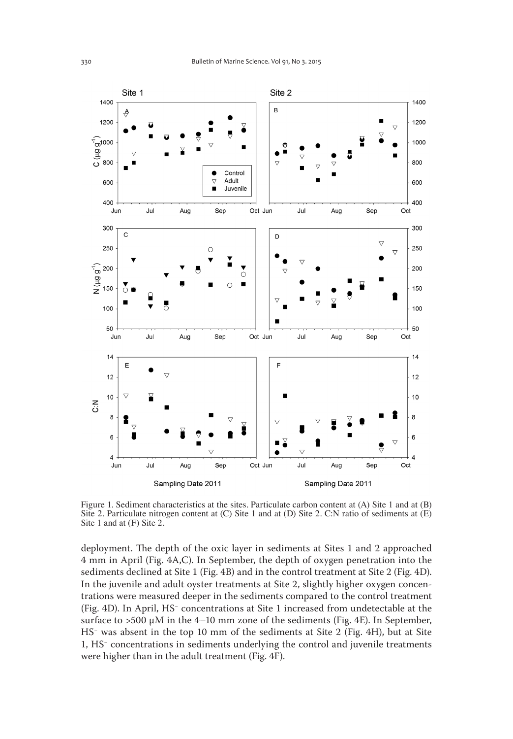Figure 1. Sediment characteristics at the sites. Particulate carbon content at (A) Site 1 and at (B) Site 2. Particulate nitrogen content at (C) Site 1 and at (D) Site 2. C:N ratio of sediments at (E) Site 1 and at (F) Site 2.

deployment. The depth of the oxic layer in sediments at Sites 1 and 2 approached 4 mm in April (Fig. 4A,C). In September, the depth of oxygen penetration into the sediments declined at Site 1 (Fig. 4B) and in the control treatment at Site 2 (Fig. 4D). In the juvenile and adult oyster treatments at Site 2, slightly higher oxygen concentrations were measured deeper in the sediments compared to the control treatment (Fig. 4D). In April, $HS^-$ concentrations at Site 1 increased from undetectable at the surface to >500 μM in the 4–10 mm zone of the sediments (Fig. 4E). In September, $HS^-$ was absent in the top 10 mm of the sediments at Site 2 (Fig. 4H), but at Site 1, $HS^-$ concentrations in sediments underlying the control and juvenile treatments were higher than in the adult treatment (Fig. 4F).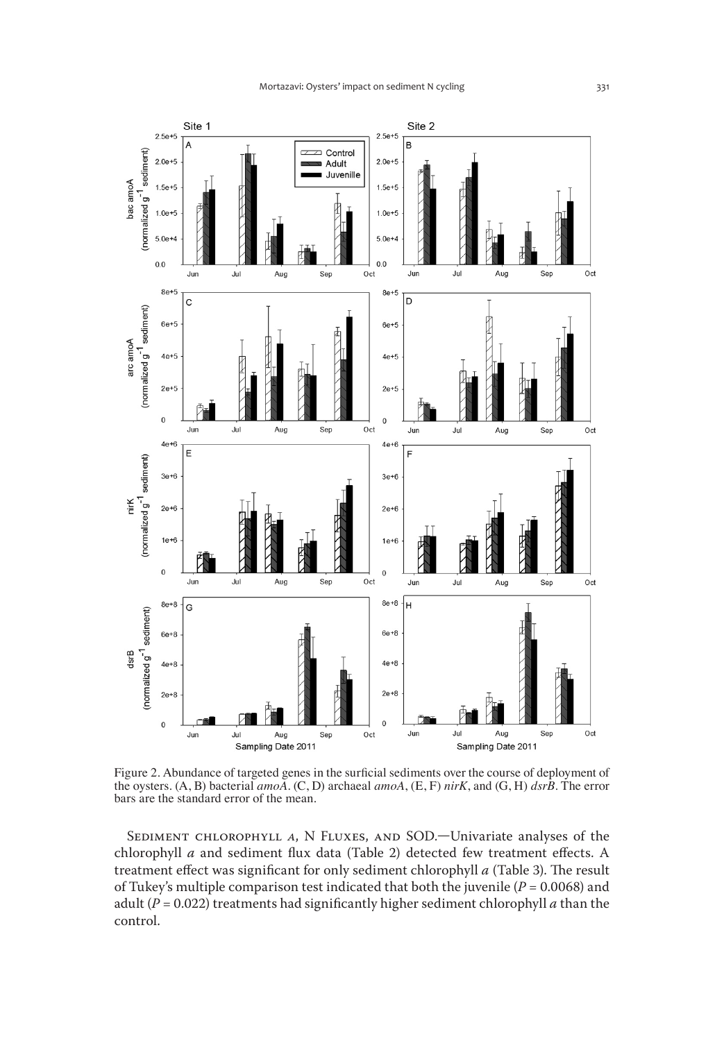Figure 2. Abundance of targeted genes in the surficial sediments over the course of deployment of the oysters. (A, B) bacterial *amoA*. (C, D) archaeal *amoA*, (E, F) *nirK*, and (G, H) *dsrB*. The error bars are the standard error of the mean.

Sediment chlorophyll *a*, N Fluxes, and SOD.—Univariate analyses of the chlorophyll *a* and sediment flux data (Table 2) detected few treatment effects. A treatment effect was significant for only sediment chlorophyll *a* (Table 3). The result of Tukey's multiple comparison test indicated that both the juvenile ($P = 0.0068$) and adult ($P = 0.022$) treatments had significantly higher sediment chlorophyll *a* than the control.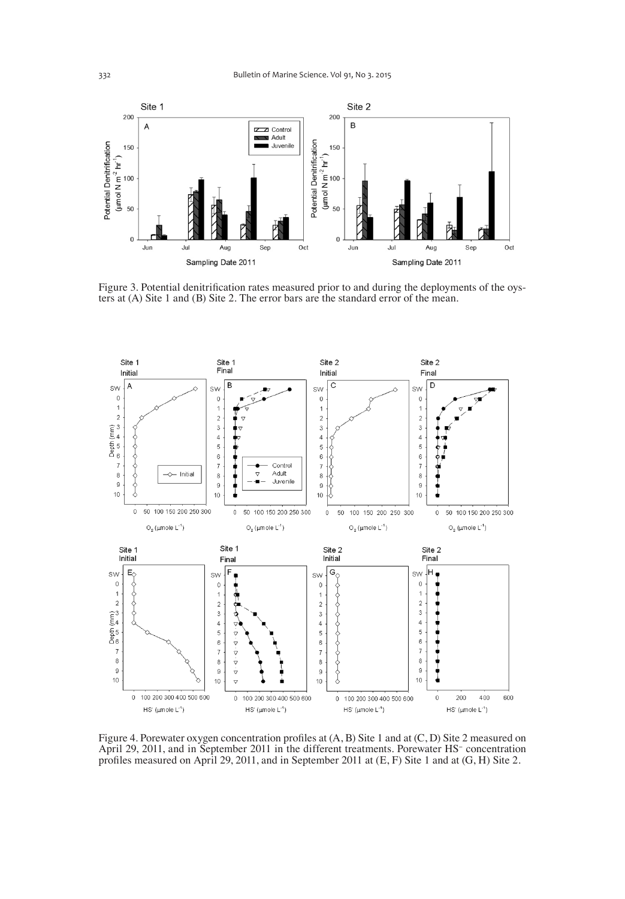Figure 3. Potential denitrification rates measured prior to and during the deployments of the oysters at (A) Site 1 and (B) Site 2. The error bars are the standard error of the mean.

Figure 4. Porewater oxygen concentration profiles at (A, B) Site 1 and at (C, D) Site 2 measured on April 29, 2011, and in September 2011 in the different treatments. Porewater $HS^-$ concentration profiles measured on April 29, 2011, and in September 2011 at (E, F) Site 1 and at (G, H) Site 2.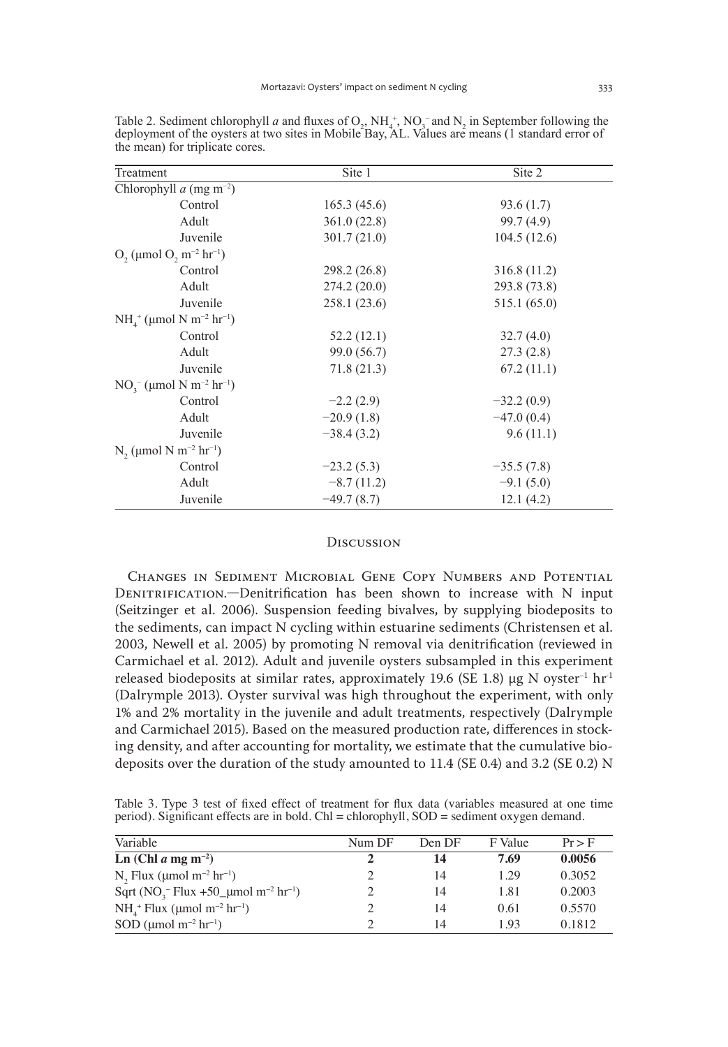Table 2. Sediment chlorophyll *a* and fluxes of $O_2$, $NH_4^+$, $NO_3^-$ and $N_2$ in September following the deployment of the oysters at two sites in Mobile Bay, AL. Values are means (1 standard error of the mean) for triplicate cores.

| Treatment | Site 1 | Site 2 |
|---|---|---|
| Chlorophyll *a* (mg $m^{-2}$) | | |
| Control | 165.3 (45.6) | 93.6 (1.7) |
| Adult | 361.0 (22.8) | 99.7 (4.9) |
| Juvenile | 301.7 (21.0) | 104.5 (12.6) |
| $O_2$ (μmol $O_2$ $m^{-2}$ $hr^{-1}$) | | |
| Control | 298.2 (26.8) | 316.8 (11.2) |
| Adult | 274.2 (20.0) | 293.8 (73.8) |
| Juvenile | 258.1 (23.6) | 515.1 (65.0) |
| $NH_4^+$ (μmol N $m^{-2}$ $hr^{-1}$) | | |
| Control | 52.2 (12.1) | 32.7 (4.0) |
| Adult | 99.0 (56.7) | 27.3 (2.8) |
| Juvenile | 71.8 (21.3) | 67.2 (11.1) |
| $NO_3^-$ (μmol N $m^{-2}$ $hr^{-1}$) | | |
| Control | −2.2 (2.9) | −32.2 (0.9) |
| Adult | −20.9 (1.8) | −47.0 (0.4) |
| Juvenile | −38.4 (3.2) | 9.6 (11.1) |
| $N_2$ (μmol N $m^{-2}$ $hr^{-1}$) | | |
| Control | −23.2 (5.3) | −35.5 (7.8) |
| Adult | −8.7 (11.2) | −9.1 (5.0) |
| Juvenile | −49.7 (8.7) | 12.1 (4.2) |

## Discussion

**Changes in Sediment Microbial Gene Copy Numbers and Potential Denitrification.**—Denitrification has been shown to increase with N input (Seitzinger et al. 2006). Suspension feeding bivalves, by supplying biodeposits to the sediments, can impact N cycling within estuarine sediments (Christensen et al. 2003, Newell et al. 2005) by promoting N removal via denitrification (reviewed in Carmichael et al. 2012). Adult and juvenile oysters subsampled in this experiment released biodeposits at similar rates, approximately 19.6 (SE 1.8) μg N $oyster^{-1}$ $hr^{-1}$ (Dalrymple 2013). Oyster survival was high throughout the experiment, with only 1% and 2% mortality in the juvenile and adult treatments, respectively (Dalrymple and Carmichael 2015). Based on the measured production rate, differences in stocking density, and after accounting for mortality, we estimate that the cumulative biodeposits over the duration of the study amounted to 11.4 (SE 0.4) and 3.2 (SE 0.2) N

Table 3. Type 3 test of fixed effect of treatment for flux data (variables measured at one time period). Significant effects are in bold. Chl = chlorophyll, SOD = sediment oxygen demand.

| Variable | Num DF | Den DF | F Value | Pr > F |
|---|---|---|---|---|
| **Ln (Chl *a* mg $m^{-2}$)** | **2** | **14** | **7.69** | **0.0056** |
| $N_2$ Flux (μmol $m^{-2}$ $hr^{-1}$) | 2 | 14 | 1.29 | 0.3052 |
| Sqrt ($NO_3^-$ Flux +50_μmol $m^{-2}$ $hr^{-1}$) | 2 | 14 | 1.81 | 0.2003 |
| $NH_4^+$ Flux (μmol $m^{-2}$ $hr^{-1}$) | 2 | 14 | 0.61 | 0.5570 |
| SOD (μmol $m^{-2}$ $hr^{-1}$) | 2 | 14 | 1.93 | 0.1812 |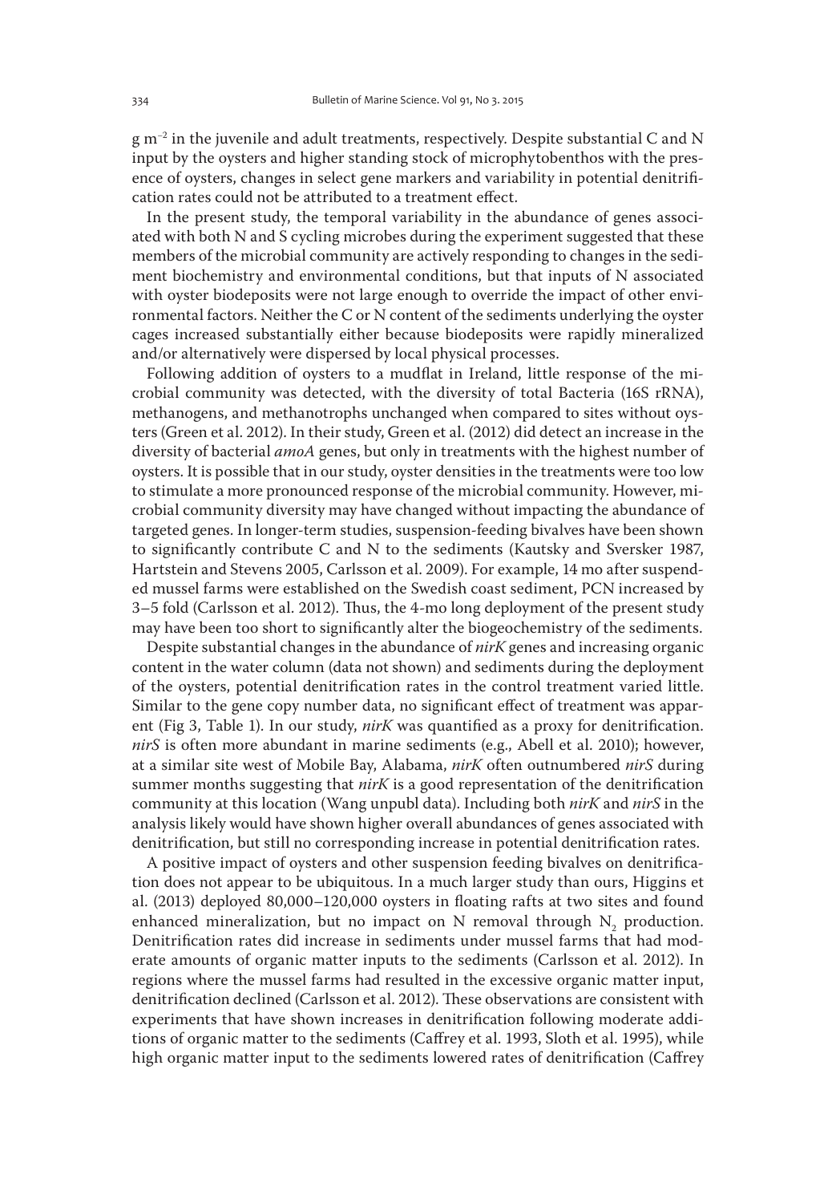g $m^{-2}$ in the juvenile and adult treatments, respectively. Despite substantial C and N input by the oysters and higher standing stock of microphytobenthos with the presence of oysters, changes in select gene markers and variability in potential denitrification rates could not be attributed to a treatment effect.

In the present study, the temporal variability in the abundance of genes associated with both N and S cycling microbes during the experiment suggested that these members of the microbial community are actively responding to changes in the sediment biochemistry and environmental conditions, but that inputs of N associated with oyster biodeposits were not large enough to override the impact of other environmental factors. Neither the C or N content of the sediments underlying the oyster cages increased substantially either because biodeposits were rapidly mineralized and/or alternatively were dispersed by local physical processes.

Following addition of oysters to a mudflat in Ireland, little response of the microbial community was detected, with the diversity of total Bacteria (16S rRNA), methanogens, and methanotrophs unchanged when compared to sites without oysters (Green et al. 2012). In their study, Green et al. (2012) did detect an increase in the diversity of bacterial *amoA* genes, but only in treatments with the highest number of oysters. It is possible that in our study, oyster densities in the treatments were too low to stimulate a more pronounced response of the microbial community. However, microbial community diversity may have changed without impacting the abundance of targeted genes. In longer-term studies, suspension-feeding bivalves have been shown to significantly contribute C and N to the sediments (Kautsky and Sversker 1987, Hartstein and Stevens 2005, Carlsson et al. 2009). For example, 14 mo after suspended mussel farms were established on the Swedish coast sediment, PCN increased by 3–5 fold (Carlsson et al. 2012). Thus, the 4-mo long deployment of the present study may have been too short to significantly alter the biogeochemistry of the sediments.

Despite substantial changes in the abundance of *nirK* genes and increasing organic content in the water column (data not shown) and sediments during the deployment of the oysters, potential denitrification rates in the control treatment varied little. Similar to the gene copy number data, no significant effect of treatment was apparent (Fig 3, Table 1). In our study, *nirK* was quantified as a proxy for denitrification. *nirS* is often more abundant in marine sediments (e.g., Abell et al. 2010); however, at a similar site west of Mobile Bay, Alabama, *nirK* often outnumbered *nirS* during summer months suggesting that *nirK* is a good representation of the denitrification community at this location (Wang unpubl data). Including both *nirK* and *nirS* in the analysis likely would have shown higher overall abundances of genes associated with denitrification, but still no corresponding increase in potential denitrification rates.

A positive impact of oysters and other suspension feeding bivalves on denitrification does not appear to be ubiquitous. In a much larger study than ours, Higgins et al. (2013) deployed 80,000–120,000 oysters in floating rafts at two sites and found enhanced mineralization, but no impact on N removal through $N_2$ production. Denitrification rates did increase in sediments under mussel farms that had moderate amounts of organic matter inputs to the sediments (Carlsson et al. 2012). In regions where the mussel farms had resulted in the excessive organic matter input, denitrification declined (Carlsson et al. 2012). These observations are consistent with experiments that have shown increases in denitrification following moderate additions of organic matter to the sediments (Caffrey et al. 1993, Sloth et al. 1995), while high organic matter input to the sediments lowered rates of denitrification (Caffrey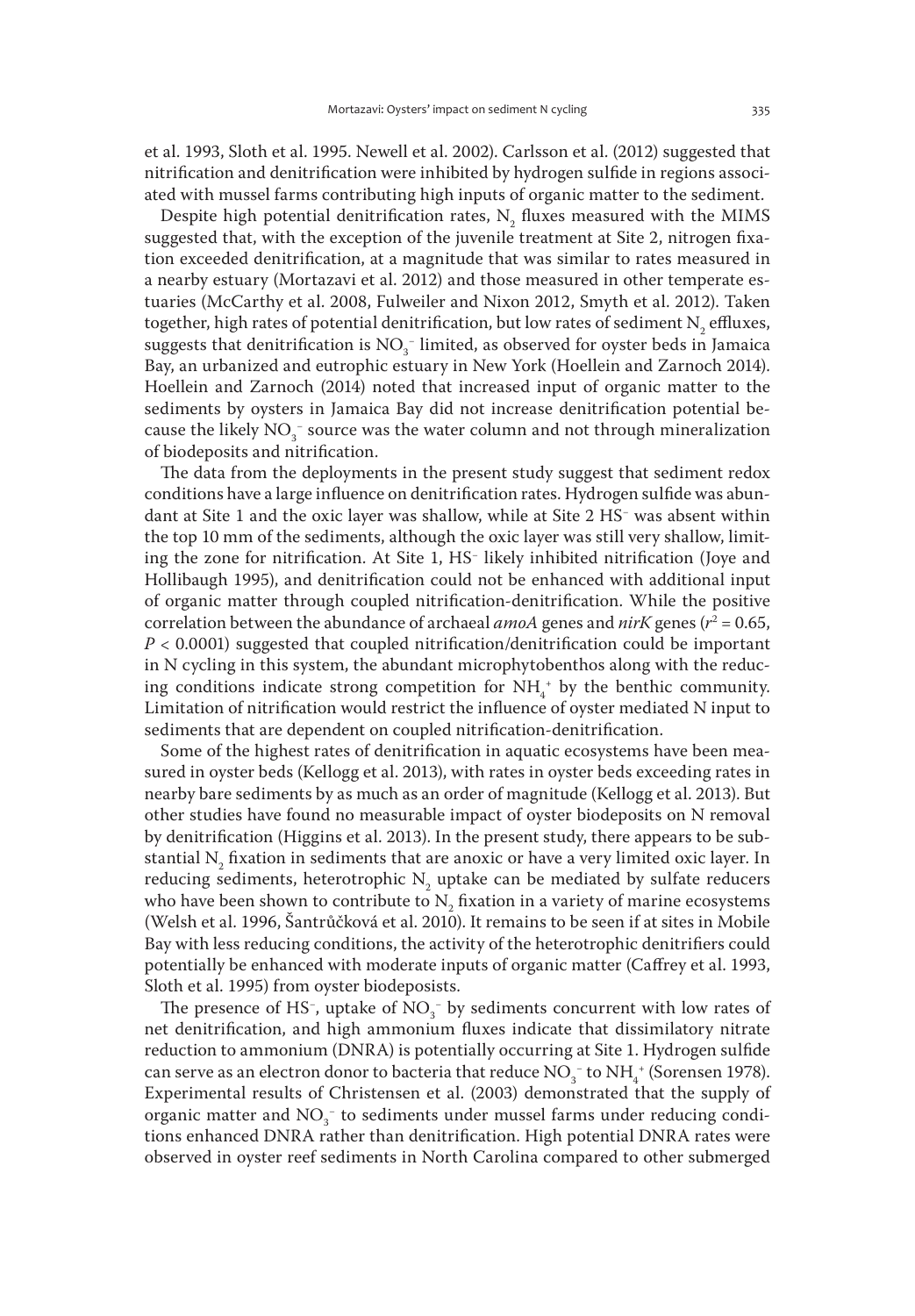et al. 1993, Sloth et al. 1995. Newell et al. 2002). Carlsson et al. (2012) suggested that nitrification and denitrification were inhibited by hydrogen sulfide in regions associated with mussel farms contributing high inputs of organic matter to the sediment.

Despite high potential denitrification rates, $N_2$ fluxes measured with the MIMS suggested that, with the exception of the juvenile treatment at Site 2, nitrogen fixation exceeded denitrification, at a magnitude that was similar to rates measured in a nearby estuary (Mortazavi et al. 2012) and those measured in other temperate estuaries (McCarthy et al. 2008, Fulweiler and Nixon 2012, Smyth et al. 2012). Taken together, high rates of potential denitrification, but low rates of sediment $N_2$ effluxes, suggests that denitrification is $NO_3^-$ limited, as observed for oyster beds in Jamaica Bay, an urbanized and eutrophic estuary in New York (Hoellein and Zarnoch 2014). Hoellein and Zarnoch (2014) noted that increased input of organic matter to the sediments by oysters in Jamaica Bay did not increase denitrification potential because the likely $NO_3^-$ source was the water column and not through mineralization of biodeposits and nitrification.

The data from the deployments in the present study suggest that sediment redox conditions have a large influence on denitrification rates. Hydrogen sulfide was abundant at Site 1 and the oxic layer was shallow, while at Site 2 $HS^-$ was absent within the top 10 mm of the sediments, although the oxic layer was still very shallow, limiting the zone for nitrification. At Site 1, $HS^-$ likely inhibited nitrification (Joye and Hollibaugh 1995), and denitrification could not be enhanced with additional input of organic matter through coupled nitrification-denitrification. While the positive correlation between the abundance of archaeal *amoA* genes and *nirK* genes ($r^2 = 0.65$, $P < 0.0001$) suggested that coupled nitrification/denitrification could be important in N cycling in this system, the abundant microphytobenthos along with the reducing conditions indicate strong competition for $NH_4^+$ by the benthic community. Limitation of nitrification would restrict the influence of oyster mediated N input to sediments that are dependent on coupled nitrification-denitrification.

Some of the highest rates of denitrification in aquatic ecosystems have been measured in oyster beds (Kellogg et al. 2013), with rates in oyster beds exceeding rates in nearby bare sediments by as much as an order of magnitude (Kellogg et al. 2013). But other studies have found no measurable impact of oyster biodeposits on N removal by denitrification (Higgins et al. 2013). In the present study, there appears to be substantial $N_2$ fixation in sediments that are anoxic or have a very limited oxic layer. In reducing sediments, heterotrophic $N_2$ uptake can be mediated by sulfate reducers who have been shown to contribute to $N_2$ fixation in a variety of marine ecosystems (Welsh et al. 1996, Šantrůčková et al. 2010). It remains to be seen if at sites in Mobile Bay with less reducing conditions, the activity of the heterotrophic denitrifiers could potentially be enhanced with moderate inputs of organic matter (Caffrey et al. 1993, Sloth et al. 1995) from oyster biodeposits.

The presence of $HS^-$, uptake of $NO_3^-$ by sediments concurrent with low rates of net denitrification, and high ammonium fluxes indicate that dissimilatory nitrate reduction to ammonium (DNRA) is potentially occurring at Site 1. Hydrogen sulfide can serve as an electron donor to bacteria that reduce $NO_3^-$ to $NH_4^+$ (Sorensen 1978). Experimental results of Christensen et al. (2003) demonstrated that the supply of organic matter and $NO_3^-$ to sediments under mussel farms under reducing conditions enhanced DNRA rather than denitrification. High potential DNRA rates were observed in oyster reef sediments in North Carolina compared to other submerged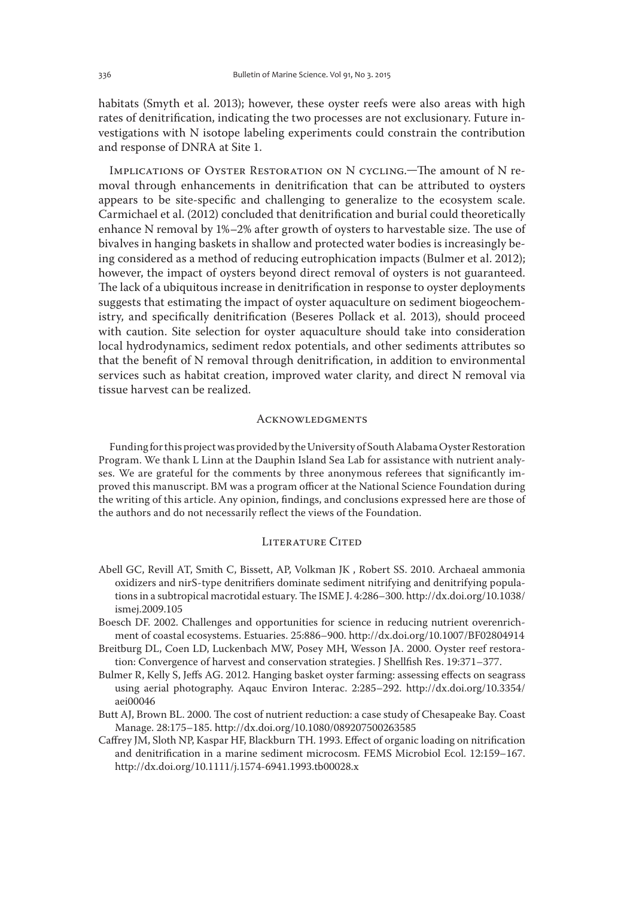habitats (Smyth et al. 2013); however, these oyster reefs were also areas with high rates of denitrification, indicating the two processes are not exclusionary. Future investigations with N isotope labeling experiments could constrain the contribution and response of DNRA at Site 1.

Implications of Oyster Restoration on N cycling.—The amount of N removal through enhancements in denitrification that can be attributed to oysters appears to be site-specific and challenging to generalize to the ecosystem scale. Carmichael et al. (2012) concluded that denitrification and burial could theoretically enhance N removal by 1%–2% after growth of oysters to harvestable size. The use of bivalves in hanging baskets in shallow and protected water bodies is increasingly being considered as a method of reducing eutrophication impacts (Bulmer et al. 2012); however, the impact of oysters beyond direct removal of oysters is not guaranteed. The lack of a ubiquitous increase in denitrification in response to oyster deployments suggests that estimating the impact of oyster aquaculture on sediment biogeochemistry, and specifically denitrification (Beseres Pollack et al. 2013), should proceed with caution. Site selection for oyster aquaculture should take into consideration local hydrodynamics, sediment redox potentials, and other sediments attributes so that the benefit of N removal through denitrification, in addition to environmental services such as habitat creation, improved water clarity, and direct N removal via tissue harvest can be realized.

## Acknowledgments

Funding for this project was provided by the University of South Alabama Oyster Restoration Program. We thank L Linn at the Dauphin Island Sea Lab for assistance with nutrient analyses. We are grateful for the comments by three anonymous referees that significantly improved this manuscript. BM was a program officer at the National Science Foundation during the writing of this article. Any opinion, findings, and conclusions expressed here are those of the authors and do not necessarily reflect the views of the Foundation.

## Literature Cited

Abell GC, Revill AT, Smith C, Bissett, AP, Volkman JK , Robert SS. 2010. Archaeal ammonia oxidizers and nirS-type denitrifiers dominate sediment nitrifying and denitrifying populations in a subtropical macrotidal estuary. The ISME J. 4:286–300. http://dx.doi.org/10.1038/ismej.2009.105

Boesch DF. 2002. Challenges and opportunities for science in reducing nutrient overenrichment of coastal ecosystems. Estuaries. 25:886–900. http://dx.doi.org/10.1007/BF02804914

Breitburg DL, Coen LD, Luckenbach MW, Posey MH, Wesson JA. 2000. Oyster reef restoration: Convergence of harvest and conservation strategies. J Shellfish Res. 19:371–377.

Bulmer R, Kelly S, Jeffs AG. 2012. Hanging basket oyster farming: assessing effects on seagrass using aerial photography. Aqauc Environ Interac. 2:285–292. http://dx.doi.org/10.3354/aei00046

Butt AJ, Brown BL. 2000. The cost of nutrient reduction: a case study of Chesapeake Bay. Coast Manage. 28:175–185. http://dx.doi.org/10.1080/089207500263585

Caffrey JM, Sloth NP, Kaspar HF, Blackburn TH. 1993. Effect of organic loading on nitrification and denitrification in a marine sediment microcosm. FEMS Microbiol Ecol. 12:159–167. http://dx.doi.org/10.1111/j.1574-6941.1993.tb00028.x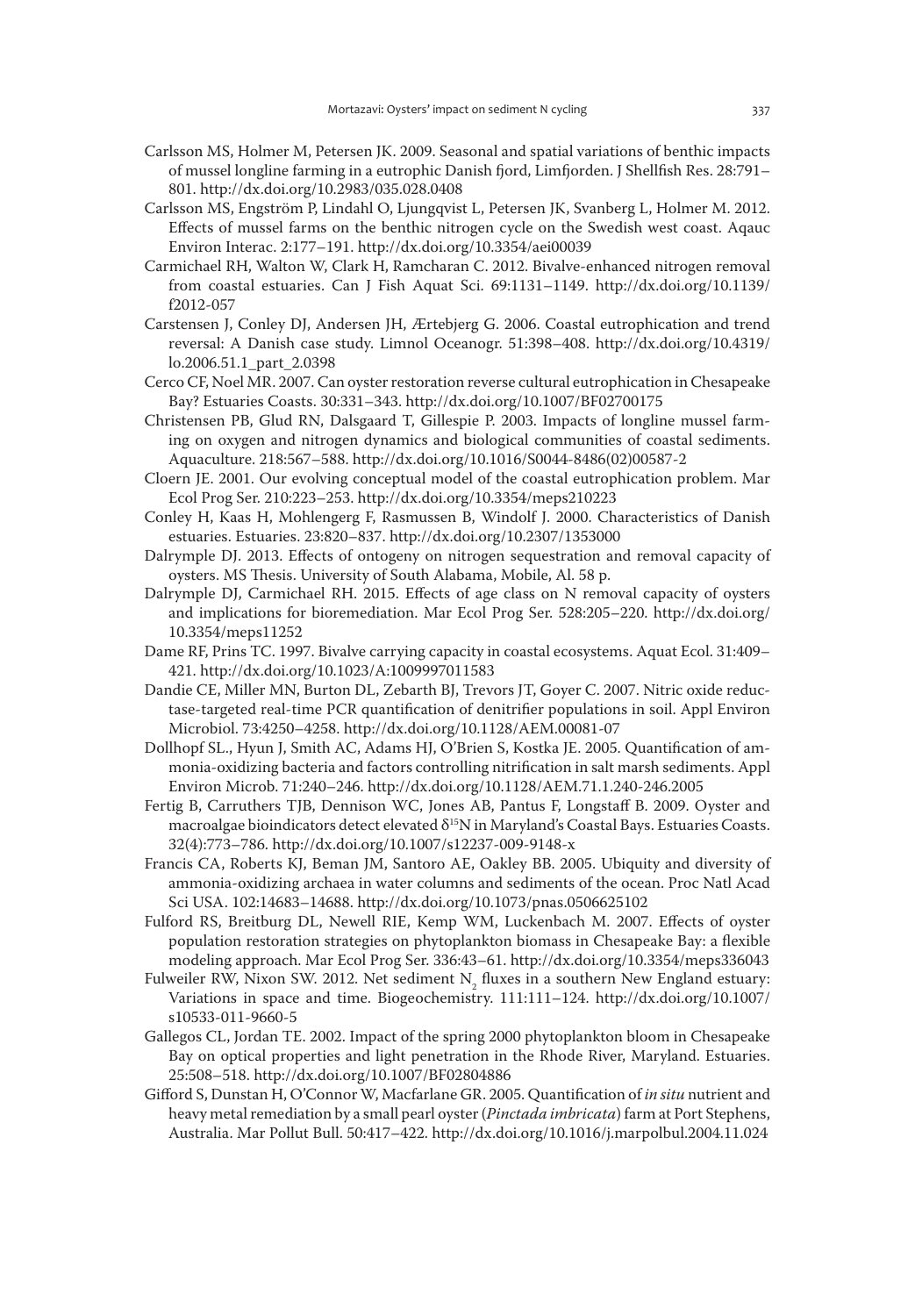Carlsson MS, Holmer M, Petersen JK. 2009. Seasonal and spatial variations of benthic impacts of mussel longline farming in a eutrophic Danish fjord, Limfjorden. J Shellfish Res. 28:791–801. http://dx.doi.org/10.2983/035.028.0408

Carlsson MS, Engström P, Lindahl O, Ljungqvist L, Petersen JK, Svanberg L, Holmer M. 2012. Effects of mussel farms on the benthic nitrogen cycle on the Swedish west coast. Aqauc Environ Interac. 2:177–191. http://dx.doi.org/10.3354/aei00039

Carmichael RH, Walton W, Clark H, Ramcharan C. 2012. Bivalve-enhanced nitrogen removal from coastal estuaries. Can J Fish Aquat Sci. 69:1131–1149. http://dx.doi.org/10.1139/f2012-057

Carstensen J, Conley DJ, Andersen JH, Ærtebjerg G. 2006. Coastal eutrophication and trend reversal: A Danish case study. Limnol Oceanogr. 51:398–408. http://dx.doi.org/10.4319/lo.2006.51.1_part_2.0398

Cerco CF, Noel MR. 2007. Can oyster restoration reverse cultural eutrophication in Chesapeake Bay? Estuaries Coasts. 30:331–343. http://dx.doi.org/10.1007/BF02700175

Christensen PB, Glud RN, Dalsgaard T, Gillespie P. 2003. Impacts of longline mussel farming on oxygen and nitrogen dynamics and biological communities of coastal sediments. Aquaculture. 218:567–588. http://dx.doi.org/10.1016/S0044-8486(02)00587-2

Cloern JE. 2001. Our evolving conceptual model of the coastal eutrophication problem. Mar Ecol Prog Ser. 210:223–253. http://dx.doi.org/10.3354/meps210223

Conley H, Kaas H, Mohlengerg F, Rasmussen B, Windolf J. 2000. Characteristics of Danish estuaries. Estuaries. 23:820–837. http://dx.doi.org/10.2307/1353000

Dalrymple DJ. 2013. Effects of ontogeny on nitrogen sequestration and removal capacity of oysters. MS Thesis. University of South Alabama, Mobile, Al. 58 p.

Dalrymple DJ, Carmichael RH. 2015. Effects of age class on N removal capacity of oysters and implications for bioremediation. Mar Ecol Prog Ser. 528:205–220. http://dx.doi.org/10.3354/meps11252

Dame RF, Prins TC. 1997. Bivalve carrying capacity in coastal ecosystems. Aquat Ecol. 31:409–421. http://dx.doi.org/10.1023/A:1009997011583

Dandie CE, Miller MN, Burton DL, Zebarth BJ, Trevors JT, Goyer C. 2007. Nitric oxide reductase-targeted real-time PCR quantification of denitrifier populations in soil. Appl Environ Microbiol. 73:4250–4258. http://dx.doi.org/10.1128/AEM.00081-07

Dollhopf SL., Hyun J, Smith AC, Adams HJ, O'Brien S, Kostka JE. 2005. Quantification of ammonia-oxidizing bacteria and factors controlling nitrification in salt marsh sediments. Appl Environ Microb. 71:240–246. http://dx.doi.org/10.1128/AEM.71.1.240-246.2005

Fertig B, Carruthers TJB, Dennison WC, Jones AB, Pantus F, Longstaff B. 2009. Oyster and macroalgae bioindicators detect elevated $\delta^{15}N$ in Maryland's Coastal Bays. Estuaries Coasts. 32(4):773–786. http://dx.doi.org/10.1007/s12237-009-9148-x

Francis CA, Roberts KJ, Beman JM, Santoro AE, Oakley BB. 2005. Ubiquity and diversity of ammonia-oxidizing archaea in water columns and sediments of the ocean. Proc Natl Acad Sci USA. 102:14683–14688. http://dx.doi.org/10.1073/pnas.0506625102

Fulford RS, Breitburg DL, Newell RIE, Kemp WM, Luckenbach M. 2007. Effects of oyster population restoration strategies on phytoplankton biomass in Chesapeake Bay: a flexible modeling approach. Mar Ecol Prog Ser. 336:43–61. http://dx.doi.org/10.3354/meps336043

Fulweiler RW, Nixon SW. 2012. Net sediment $N_2$ fluxes in a southern New England estuary: Variations in space and time. Biogeochemistry. 111:111–124. http://dx.doi.org/10.1007/s10533-011-9660-5

Gallegos CL, Jordan TE. 2002. Impact of the spring 2000 phytoplankton bloom in Chesapeake Bay on optical properties and light penetration in the Rhode River, Maryland. Estuaries. 25:508–518. http://dx.doi.org/10.1007/BF02804886

Gifford S, Dunstan H, O'Connor W, Macfarlane GR. 2005. Quantification of *in situ* nutrient and heavy metal remediation by a small pearl oyster (*Pinctada imbricata*) farm at Port Stephens, Australia. Mar Pollut Bull. 50:417–422. http://dx.doi.org/10.1016/j.marpolbul.2004.11.024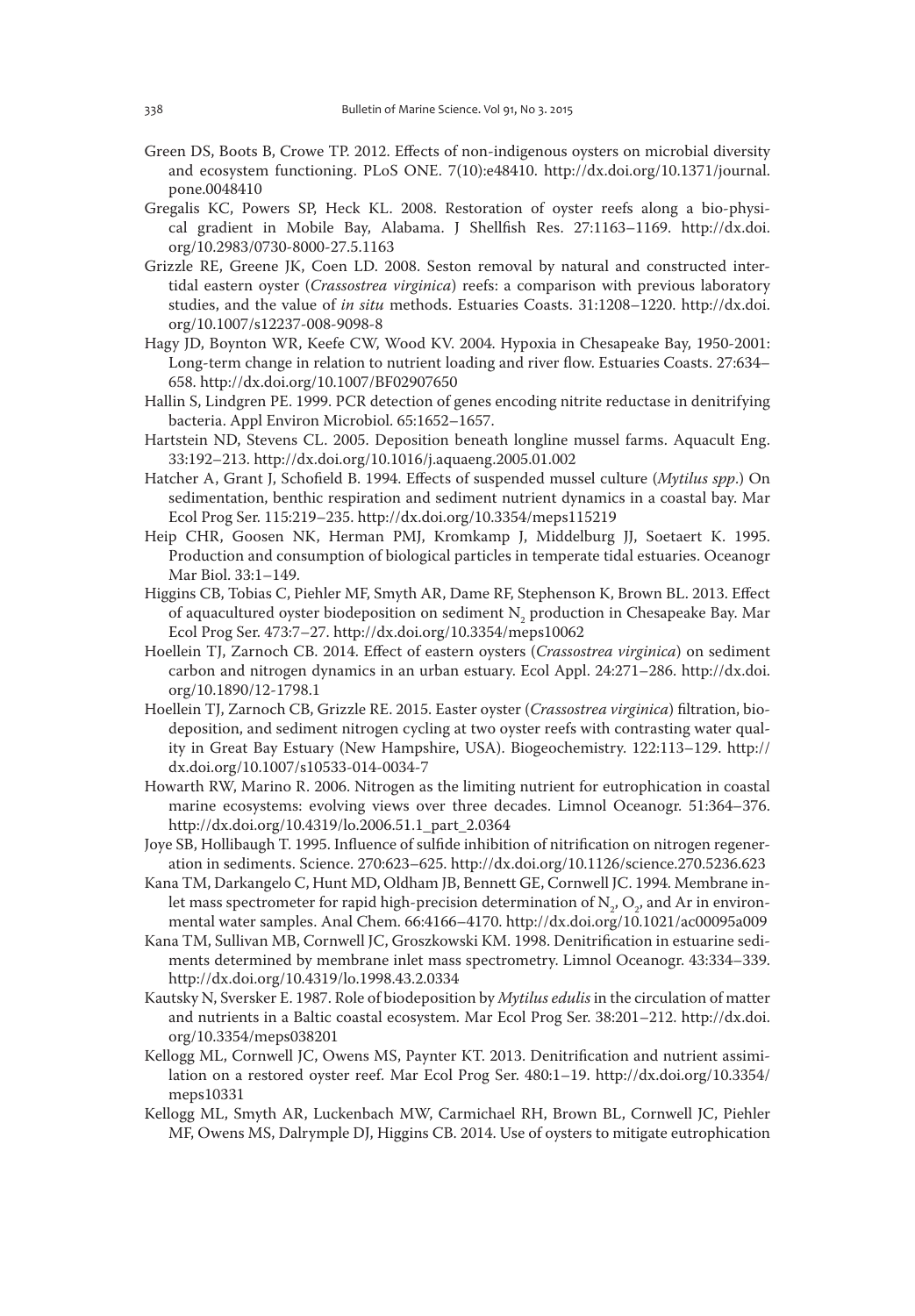Green DS, Boots B, Crowe TP. 2012. Effects of non-indigenous oysters on microbial diversity and ecosystem functioning. PLoS ONE. 7(10):e48410. http://dx.doi.org/10.1371/journal.pone.0048410

Gregalis KC, Powers SP, Heck KL. 2008. Restoration of oyster reefs along a bio-physical gradient in Mobile Bay, Alabama. J Shellfish Res. 27:1163–1169. http://dx.doi.org/10.2983/0730-8000-27.5.1163

Grizzle RE, Greene JK, Coen LD. 2008. Seston removal by natural and constructed intertidal eastern oyster (*Crassostrea virginica*) reefs: a comparison with previous laboratory studies, and the value of *in situ* methods. Estuaries Coasts. 31:1208–1220. http://dx.doi.org/10.1007/s12237-008-9098-8

Hagy JD, Boynton WR, Keefe CW, Wood KV. 2004. Hypoxia in Chesapeake Bay, 1950-2001: Long-term change in relation to nutrient loading and river flow. Estuaries Coasts. 27:634–658. http://dx.doi.org/10.1007/BF02907650

Hallin S, Lindgren PE. 1999. PCR detection of genes encoding nitrite reductase in denitrifying bacteria. Appl Environ Microbiol. 65:1652–1657.

Hartstein ND, Stevens CL. 2005. Deposition beneath longline mussel farms. Aquacult Eng. 33:192–213. http://dx.doi.org/10.1016/j.aquaeng.2005.01.002

Hatcher A, Grant J, Schofield B. 1994. Effects of suspended mussel culture (*Mytilus spp*.) On sedimentation, benthic respiration and sediment nutrient dynamics in a coastal bay. Mar Ecol Prog Ser. 115:219–235. http://dx.doi.org/10.3354/meps115219

Heip CHR, Goosen NK, Herman PMJ, Kromkamp J, Middelburg JJ, Soetaert K. 1995. Production and consumption of biological particles in temperate tidal estuaries. Oceanogr Mar Biol. 33:1–149.

Higgins CB, Tobias C, Piehler MF, Smyth AR, Dame RF, Stephenson K, Brown BL. 2013. Effect of aquacultured oyster biodeposition on sediment $N_2$ production in Chesapeake Bay. Mar Ecol Prog Ser. 473:7–27. http://dx.doi.org/10.3354/meps10062

Hoellein TJ, Zarnoch CB. 2014. Effect of eastern oysters (*Crassostrea virginica*) on sediment carbon and nitrogen dynamics in an urban estuary. Ecol Appl. 24:271–286. http://dx.doi.org/10.1890/12-1798.1

Hoellein TJ, Zarnoch CB, Grizzle RE. 2015. Easter oyster (*Crassostrea virginica*) filtration, biodeposition, and sediment nitrogen cycling at two oyster reefs with contrasting water quality in Great Bay Estuary (New Hampshire, USA). Biogeochemistry. 122:113–129. http://dx.doi.org/10.1007/s10533-014-0034-7

Howarth RW, Marino R. 2006. Nitrogen as the limiting nutrient for eutrophication in coastal marine ecosystems: evolving views over three decades. Limnol Oceanogr. 51:364–376. http://dx.doi.org/10.4319/lo.2006.51.1_part_2.0364

Joye SB, Hollibaugh T. 1995. Influence of sulfide inhibition of nitrification on nitrogen regeneration in sediments. Science. 270:623–625. http://dx.doi.org/10.1126/science.270.5236.623

Kana TM, Darkangelo C, Hunt MD, Oldham JB, Bennett GE, Cornwell JC. 1994. Membrane inlet mass spectrometer for rapid high-precision determination of $N_2$, $O_2$, and Ar in environmental water samples. Anal Chem. 66:4166–4170. http://dx.doi.org/10.1021/ac00095a009

Kana TM, Sullivan MB, Cornwell JC, Groszkowski KM. 1998. Denitrification in estuarine sediments determined by membrane inlet mass spectrometry. Limnol Oceanogr. 43:334–339. http://dx.doi.org/10.4319/lo.1998.43.2.0334

Kautsky N, Sversker E. 1987. Role of biodeposition by *Mytilus edulis* in the circulation of matter and nutrients in a Baltic coastal ecosystem. Mar Ecol Prog Ser. 38:201–212. http://dx.doi.org/10.3354/meps038201

Kellogg ML, Cornwell JC, Owens MS, Paynter KT. 2013. Denitrification and nutrient assimilation on a restored oyster reef. Mar Ecol Prog Ser. 480:1–19. http://dx.doi.org/10.3354/meps10331

Kellogg ML, Smyth AR, Luckenbach MW, Carmichael RH, Brown BL, Cornwell JC, Piehler MF, Owens MS, Dalrymple DJ, Higgins CB. 2014. Use of oysters to mitigate eutrophication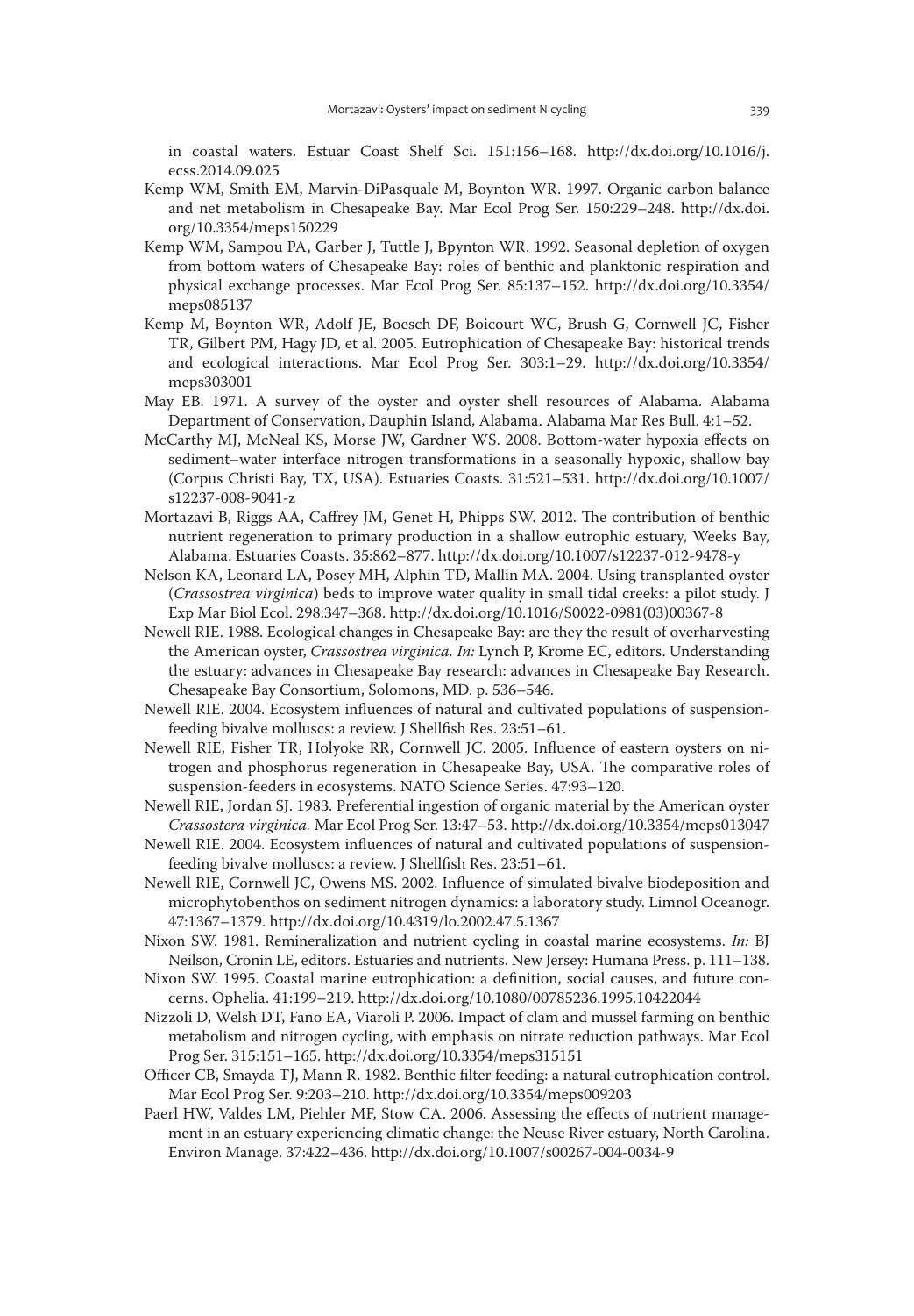in coastal waters. Estuar Coast Shelf Sci. 151:156–168. http://dx.doi.org/10.1016/j.ecss.2014.09.025

Kemp WM, Smith EM, Marvin-DiPasquale M, Boynton WR. 1997. Organic carbon balance and net metabolism in Chesapeake Bay. Mar Ecol Prog Ser. 150:229–248. http://dx.doi.org/10.3354/meps150229

Kemp WM, Sampou PA, Garber J, Tuttle J, Bpynton WR. 1992. Seasonal depletion of oxygen from bottom waters of Chesapeake Bay: roles of benthic and planktonic respiration and physical exchange processes. Mar Ecol Prog Ser. 85:137–152. http://dx.doi.org/10.3354/meps085137

Kemp M, Boynton WR, Adolf JE, Boesch DF, Boicourt WC, Brush G, Cornwell JC, Fisher TR, Gilbert PM, Hagy JD, et al. 2005. Eutrophication of Chesapeake Bay: historical trends and ecological interactions. Mar Ecol Prog Ser. 303:1–29. http://dx.doi.org/10.3354/meps303001

May EB. 1971. A survey of the oyster and oyster shell resources of Alabama. Alabama Department of Conservation, Dauphin Island, Alabama. Alabama Mar Res Bull. 4:1–52.

McCarthy MJ, McNeal KS, Morse JW, Gardner WS. 2008. Bottom-water hypoxia effects on sediment–water interface nitrogen transformations in a seasonally hypoxic, shallow bay (Corpus Christi Bay, TX, USA). Estuaries Coasts. 31:521–531. http://dx.doi.org/10.1007/s12237-008-9041-z

Mortazavi B, Riggs AA, Caffrey JM, Genet H, Phipps SW. 2012. The contribution of benthic nutrient regeneration to primary production in a shallow eutrophic estuary, Weeks Bay, Alabama. Estuaries Coasts. 35:862–877. http://dx.doi.org/10.1007/s12237-012-9478-y

Nelson KA, Leonard LA, Posey MH, Alphin TD, Mallin MA. 2004. Using transplanted oyster (*Crassostrea virginica*) beds to improve water quality in small tidal creeks: a pilot study. J Exp Mar Biol Ecol. 298:347–368. http://dx.doi.org/10.1016/S0022-0981(03)00367-8

Newell RIE. 1988. Ecological changes in Chesapeake Bay: are they the result of overharvesting the American oyster, *Crassostrea virginica*. *In:* Lynch P, Krome EC, editors. Understanding the estuary: advances in Chesapeake Bay research: advances in Chesapeake Bay Research. Chesapeake Bay Consortium, Solomons, MD. p. 536–546.

Newell RIE. 2004. Ecosystem influences of natural and cultivated populations of suspension-feeding bivalve molluscs: a review. J Shellfish Res. 23:51–61.

Newell RIE, Fisher TR, Holyoke RR, Cornwell JC. 2005. Influence of eastern oysters on nitrogen and phosphorus regeneration in Chesapeake Bay, USA. The comparative roles of suspension-feeders in ecosystems. NATO Science Series. 47:93–120.

Newell RIE, Jordan SJ. 1983. Preferential ingestion of organic material by the American oyster *Crassostera virginica.* Mar Ecol Prog Ser. 13:47–53. http://dx.doi.org/10.3354/meps013047

Newell RIE. 2004. Ecosystem influences of natural and cultivated populations of suspension-feeding bivalve molluscs: a review. J Shellfish Res. 23:51–61.

Newell RIE, Cornwell JC, Owens MS. 2002. Influence of simulated bivalve biodeposition and microphytobenthos on sediment nitrogen dynamics: a laboratory study. Limnol Oceanogr. 47:1367–1379. http://dx.doi.org/10.4319/lo.2002.47.5.1367

Nixon SW. 1981. Remineralization and nutrient cycling in coastal marine ecosystems. *In:* BJ Neilson, Cronin LE, editors. Estuaries and nutrients. New Jersey: Humana Press. p. 111–138.

Nixon SW. 1995. Coastal marine eutrophication: a definition, social causes, and future concerns. Ophelia. 41:199–219. http://dx.doi.org/10.1080/00785236.1995.10422044

Nizzoli D, Welsh DT, Fano EA, Viaroli P. 2006. Impact of clam and mussel farming on benthic metabolism and nitrogen cycling, with emphasis on nitrate reduction pathways. Mar Ecol Prog Ser. 315:151–165. http://dx.doi.org/10.3354/meps315151

Officer CB, Smayda TJ, Mann R. 1982. Benthic filter feeding: a natural eutrophication control. Mar Ecol Prog Ser. 9:203–210. http://dx.doi.org/10.3354/meps009203

Paerl HW, Valdes LM, Piehler MF, Stow CA. 2006. Assessing the effects of nutrient management in an estuary experiencing climatic change: the Neuse River estuary, North Carolina. Environ Manage. 37:422–436. http://dx.doi.org/10.1007/s00267-004-0034-9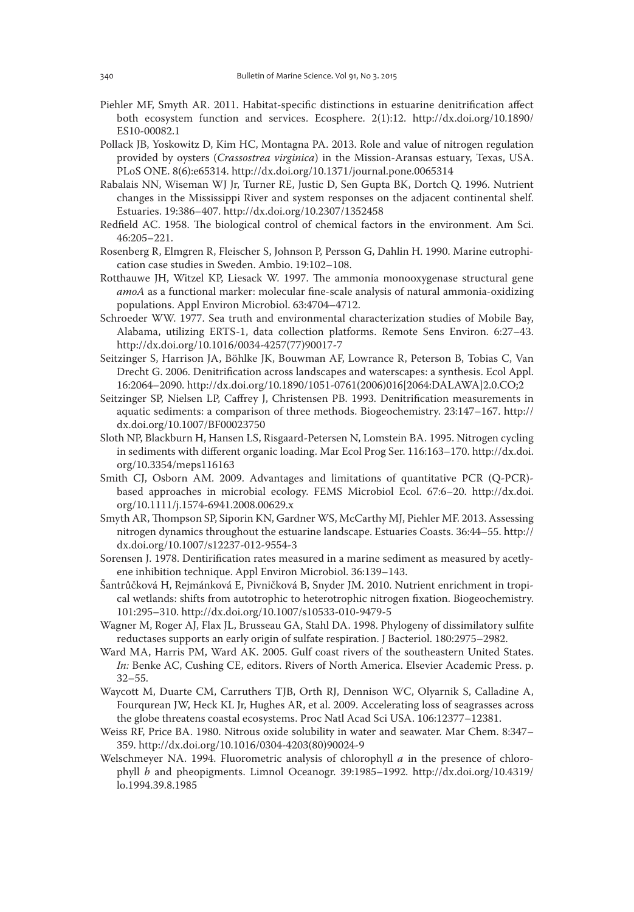Piehler MF, Smyth AR. 2011. Habitat-specific distinctions in estuarine denitrification affect both ecosystem function and services. Ecosphere. 2(1):12. http://dx.doi.org/10.1890/ES10-00082.1

Pollack JB, Yoskowitz D, Kim HC, Montagna PA. 2013. Role and value of nitrogen regulation provided by oysters (*Crassostrea virginica*) in the Mission-Aransas estuary, Texas, USA. PLoS ONE. 8(6):e65314. http://dx.doi.org/10.1371/journal.pone.0065314

Rabalais NN, Wiseman WJ Jr, Turner RE, Justic D, Sen Gupta BK, Dortch Q. 1996. Nutrient changes in the Mississippi River and system responses on the adjacent continental shelf. Estuaries. 19:386–407. http://dx.doi.org/10.2307/1352458

Redfield AC. 1958. The biological control of chemical factors in the environment. Am Sci. 46:205–221.

Rosenberg R, Elmgren R, Fleischer S, Johnson P, Persson G, Dahlin H. 1990. Marine eutrophication case studies in Sweden. Ambio. 19:102–108.

Rotthauwe JH, Witzel KP, Liesack W. 1997. The ammonia monooxygenase structural gene *amoA* as a functional marker: molecular fine-scale analysis of natural ammonia-oxidizing populations. Appl Environ Microbiol. 63:4704–4712.

Schroeder WW. 1977. Sea truth and environmental characterization studies of Mobile Bay, Alabama, utilizing ERTS-1, data collection platforms. Remote Sens Environ. 6:27–43. http://dx.doi.org/10.1016/0034-4257(77)90017-7

Seitzinger S, Harrison JA, Böhlke JK, Bouwman AF, Lowrance R, Peterson B, Tobias C, Van Drecht G. 2006. Denitrification across landscapes and waterscapes: a synthesis. Ecol Appl. 16:2064–2090. http://dx.doi.org/10.1890/1051-0761(2006)016[2064:DALAWA]2.0.CO;2

Seitzinger SP, Nielsen LP, Caffrey J, Christensen PB. 1993. Denitrification measurements in aquatic sediments: a comparison of three methods. Biogeochemistry. 23:147–167. http://dx.doi.org/10.1007/BF00023750

Sloth NP, Blackburn H, Hansen LS, Risgaard-Petersen N, Lomstein BA. 1995. Nitrogen cycling in sediments with different organic loading. Mar Ecol Prog Ser. 116:163–170. http://dx.doi.org/10.3354/meps116163

Smith CJ, Osborn AM. 2009. Advantages and limitations of quantitative PCR (Q-PCR)-based approaches in microbial ecology. FEMS Microbiol Ecol. 67:6–20. http://dx.doi.org/10.1111/j.1574-6941.2008.00629.x

Smyth AR, Thompson SP, Siporin KN, Gardner WS, McCarthy MJ, Piehler MF. 2013. Assessing nitrogen dynamics throughout the estuarine landscape. Estuaries Coasts. 36:44–55. http://dx.doi.org/10.1007/s12237-012-9554-3

Sorensen J. 1978. Dentirification rates measured in a marine sediment as measured by acetylene inhibition technique. Appl Environ Microbiol. 36:139–143.

Šantrůčková H, Rejmánková E, Pivničková B, Snyder JM. 2010. Nutrient enrichment in tropical wetlands: shifts from autotrophic to heterotrophic nitrogen fixation. Biogeochemistry. 101:295–310. http://dx.doi.org/10.1007/s10533-010-9479-5

Wagner M, Roger AJ, Flax JL, Brusseau GA, Stahl DA. 1998. Phylogeny of dissimilatory sulfite reductases supports an early origin of sulfate respiration. J Bacteriol. 180:2975–2982.

Ward MA, Harris PM, Ward AK. 2005. Gulf coast rivers of the southeastern United States. *In:* Benke AC, Cushing CE, editors. Rivers of North America. Elsevier Academic Press. p. 32–55.

Waycott M, Duarte CM, Carruthers TJB, Orth RJ, Dennison WC, Olyarnik S, Calladine A, Fourqurean JW, Heck KL Jr, Hughes AR, et al. 2009. Accelerating loss of seagrasses across the globe threatens coastal ecosystems. Proc Natl Acad Sci USA. 106:12377–12381.

Weiss RF, Price BA. 1980. Nitrous oxide solubility in water and seawater. Mar Chem. 8:347–359. http://dx.doi.org/10.1016/0304-4203(80)90024-9

Welschmeyer NA. 1994. Fluorometric analysis of chlorophyll *a* in the presence of chlorophyll *b* and pheopigments. Limnol Oceanogr. 39:1985–1992. http://dx.doi.org/10.4319/lo.1994.39.8.1985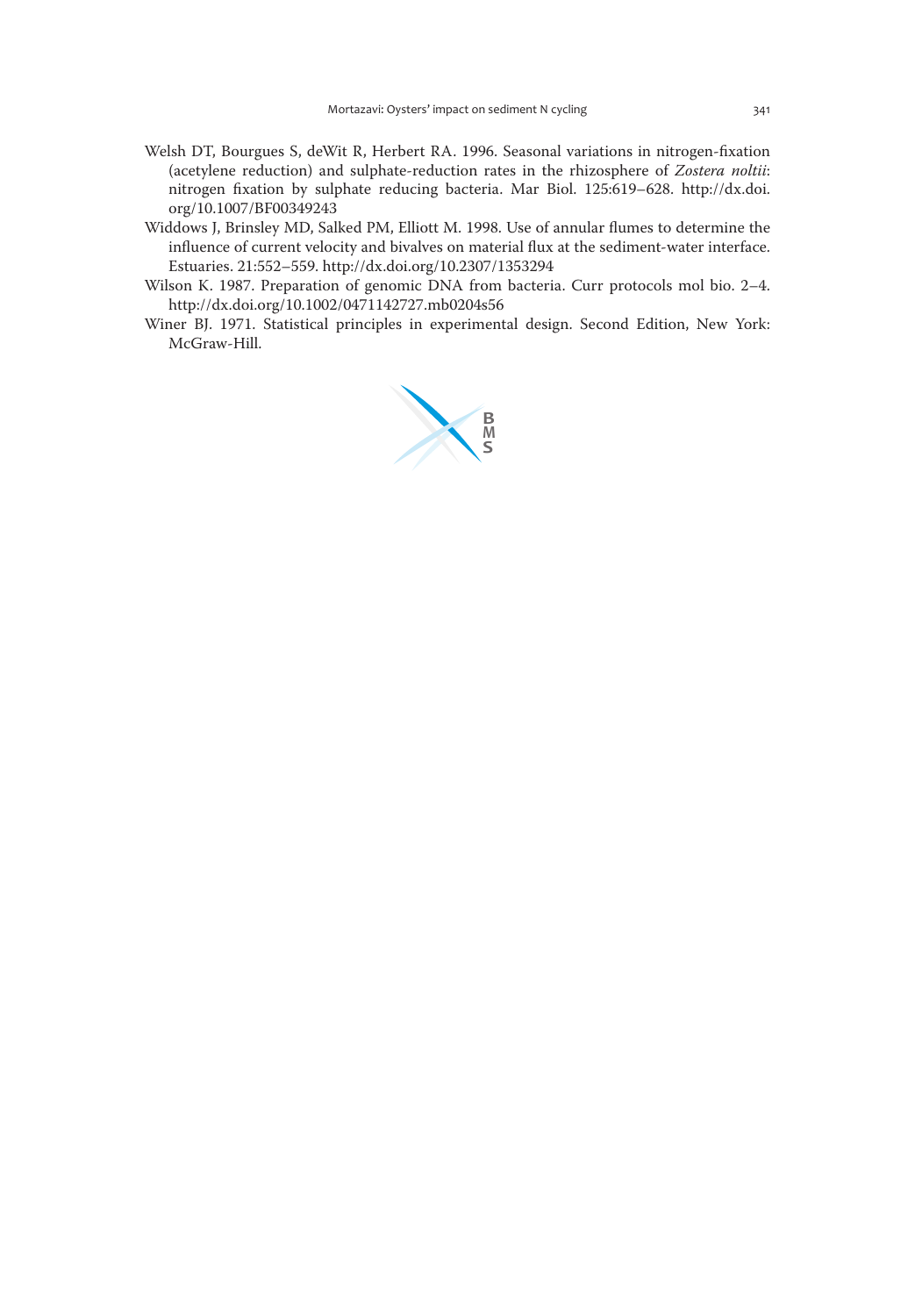Welsh DT, Bourgues S, deWit R, Herbert RA. 1996. Seasonal variations in nitrogen-fixation (acetylene reduction) and sulphate-reduction rates in the rhizosphere of *Zostera noltii*: nitrogen fixation by sulphate reducing bacteria. Mar Biol. 125:619–628. http://dx.doi.org/10.1007/BF00349243

Widdows J, Brinsley MD, Salked PM, Elliott M. 1998. Use of annular flumes to determine the influence of current velocity and bivalves on material flux at the sediment-water interface. Estuaries. 21:552–559. http://dx.doi.org/10.2307/1353294

Wilson K. 1987. Preparation of genomic DNA from bacteria. Curr protocols mol bio. 2–4. http://dx.doi.org/10.1002/0471142727.mb0204s56

Winer BJ. 1971. Statistical principles in experimental design. Second Edition, New York: McGraw-Hill.